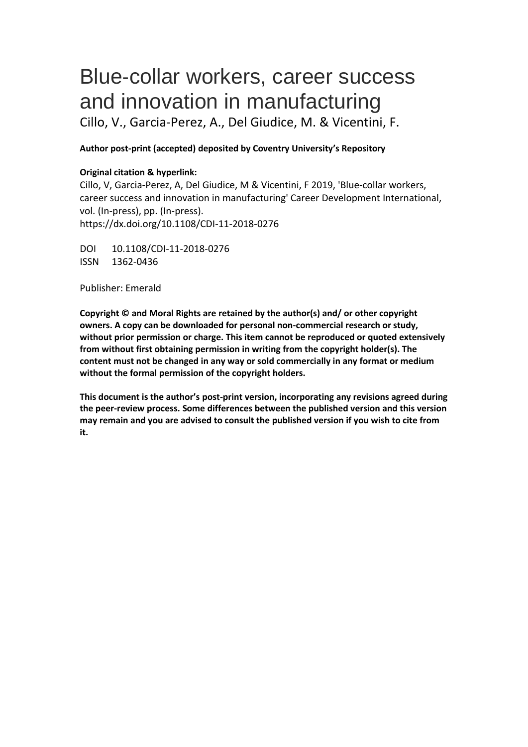# Blue-collar workers, career success and innovation in manufacturing

Cillo, V., Garcia-Perez, A., Del Giudice, M. & Vicentini, F.

**Author post-print (accepted) deposited by Coventry University's Repository**

**Original citation & hyperlink:**

Cillo, V, Garcia-Perez, A, Del Giudice, M & Vicentini, F 2019, 'Blue-collar workers, career success and innovation in manufacturing' Career Development International, vol. (In-press), pp. (In-press).
https://dx.doi.org/10.1108/CDI-11-2018-0276

DOI 10.1108/CDI-11-2018-0276
ISSN 1362-0436

Publisher: Emerald

**Copyright © and Moral Rights are retained by the author(s) and/ or other copyright owners. A copy can be downloaded for personal non-commercial research or study, without prior permission or charge. This item cannot be reproduced or quoted extensively from without first obtaining permission in writing from the copyright holder(s). The content must not be changed in any way or sold commercially in any format or medium without the formal permission of the copyright holders.**

**This document is the author's post-print version, incorporating any revisions agreed during the peer-review process. Some differences between the published version and this version may remain and you are advised to consult the published version if you wish to cite from it.**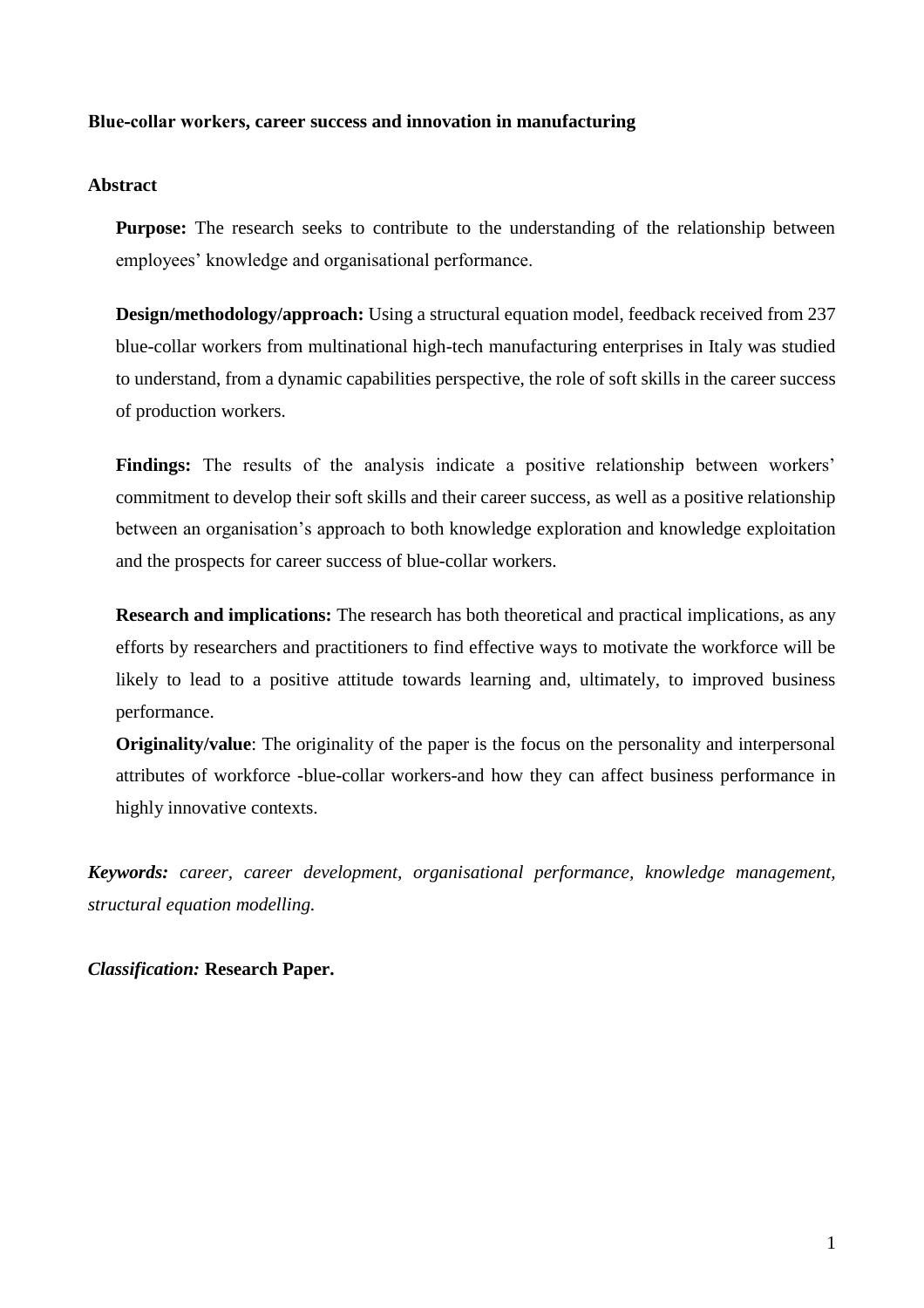**Blue-collar workers, career success and innovation in manufacturing**

**Abstract**

**Purpose:** The research seeks to contribute to the understanding of the relationship between employees' knowledge and organisational performance.

**Design/methodology/approach:** Using a structural equation model, feedback received from 237 blue-collar workers from multinational high-tech manufacturing enterprises in Italy was studied to understand, from a dynamic capabilities perspective, the role of soft skills in the career success of production workers.

**Findings:** The results of the analysis indicate a positive relationship between workers' commitment to develop their soft skills and their career success, as well as a positive relationship between an organisation's approach to both knowledge exploration and knowledge exploitation and the prospects for career success of blue-collar workers.

**Research and implications:** The research has both theoretical and practical implications, as any efforts by researchers and practitioners to find effective ways to motivate the workforce will be likely to lead to a positive attitude towards learning and, ultimately, to improved business performance.

**Originality/value**: The originality of the paper is the focus on the personality and interpersonal attributes of workforce -blue-collar workers-and how they can affect business performance in highly innovative contexts.

***Keywords:*** *career, career development, organisational performance, knowledge management, structural equation modelling.*

***Classification:*** **Research Paper.**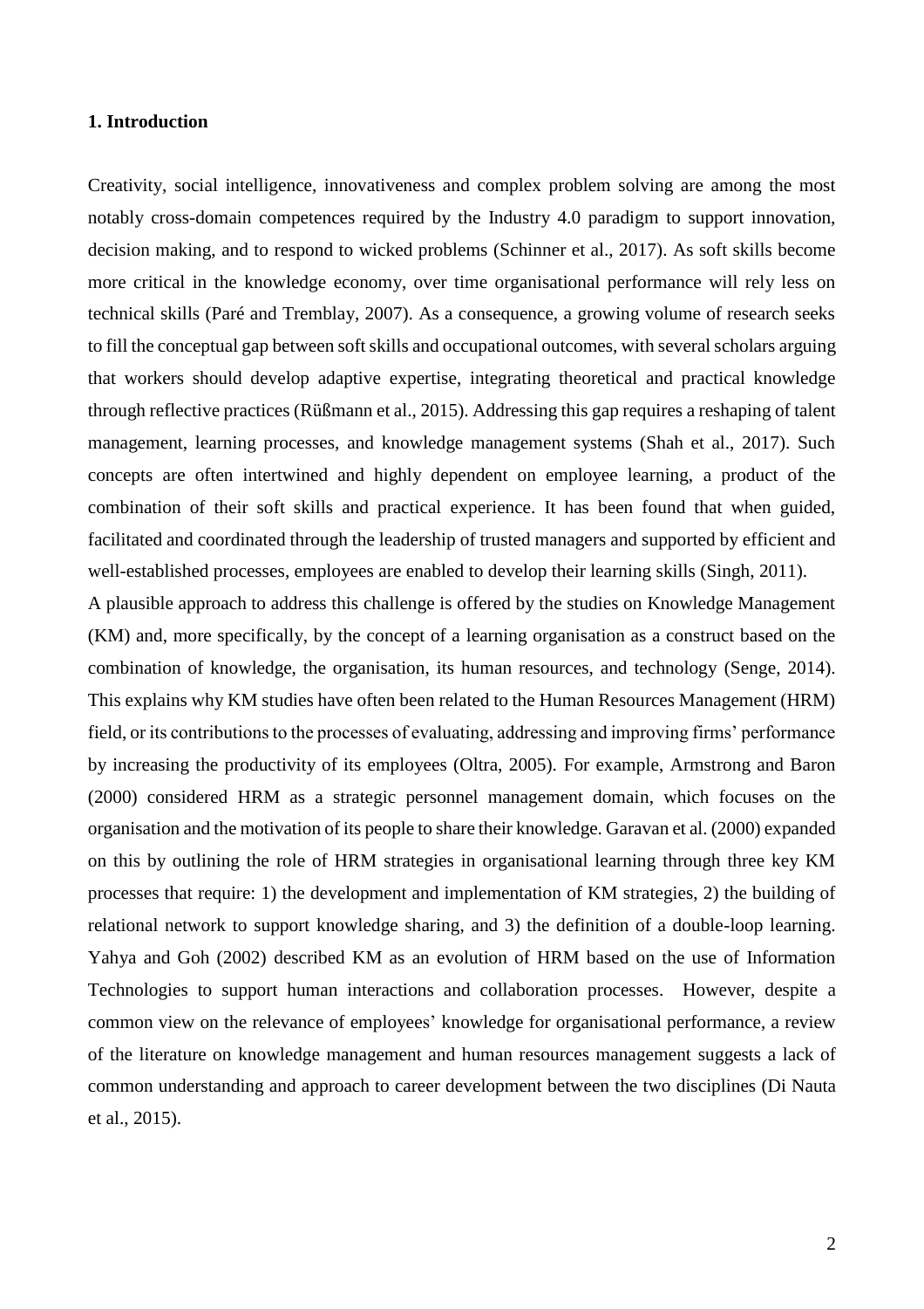**1. Introduction**

Creativity, social intelligence, innovativeness and complex problem solving are among the most notably cross-domain competences required by the Industry 4.0 paradigm to support innovation, decision making, and to respond to wicked problems (Schinner et al., 2017). As soft skills become more critical in the knowledge economy, over time organisational performance will rely less on technical skills (Paré and Tremblay, 2007). As a consequence, a growing volume of research seeks to fill the conceptual gap between soft skills and occupational outcomes, with several scholars arguing that workers should develop adaptive expertise, integrating theoretical and practical knowledge through reflective practices (Rüßmann et al., 2015). Addressing this gap requires a reshaping of talent management, learning processes, and knowledge management systems (Shah et al., 2017). Such concepts are often intertwined and highly dependent on employee learning, a product of the combination of their soft skills and practical experience. It has been found that when guided, facilitated and coordinated through the leadership of trusted managers and supported by efficient and well-established processes, employees are enabled to develop their learning skills (Singh, 2011).

A plausible approach to address this challenge is offered by the studies on Knowledge Management (KM) and, more specifically, by the concept of a learning organisation as a construct based on the combination of knowledge, the organisation, its human resources, and technology (Senge, 2014). This explains why KM studies have often been related to the Human Resources Management (HRM) field, or its contributions to the processes of evaluating, addressing and improving firms' performance by increasing the productivity of its employees (Oltra, 2005). For example, Armstrong and Baron (2000) considered HRM as a strategic personnel management domain, which focuses on the organisation and the motivation of its people to share their knowledge. Garavan et al. (2000) expanded on this by outlining the role of HRM strategies in organisational learning through three key KM processes that require: 1) the development and implementation of KM strategies, 2) the building of relational network to support knowledge sharing, and 3) the definition of a double-loop learning. Yahya and Goh (2002) described KM as an evolution of HRM based on the use of Information Technologies to support human interactions and collaboration processes. However, despite a common view on the relevance of employees' knowledge for organisational performance, a review of the literature on knowledge management and human resources management suggests a lack of common understanding and approach to career development between the two disciplines (Di Nauta et al., 2015).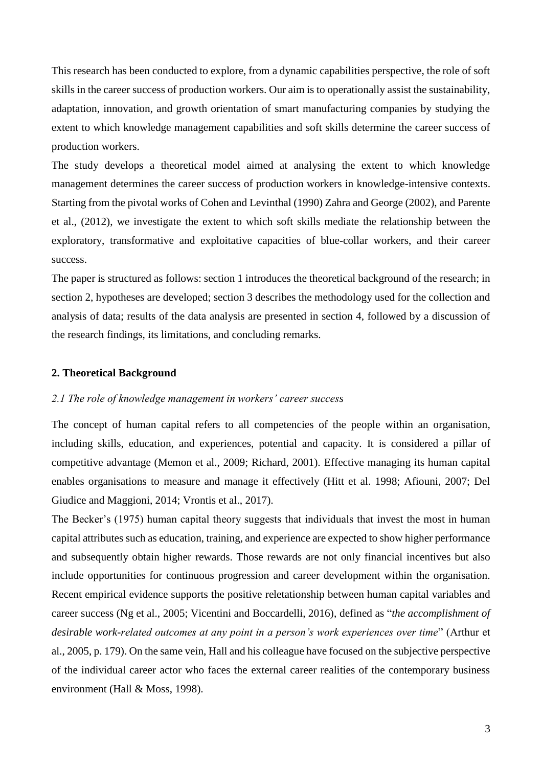This research has been conducted to explore, from a dynamic capabilities perspective, the role of soft skills in the career success of production workers. Our aim is to operationally assist the sustainability, adaptation, innovation, and growth orientation of smart manufacturing companies by studying the extent to which knowledge management capabilities and soft skills determine the career success of production workers.

The study develops a theoretical model aimed at analysing the extent to which knowledge management determines the career success of production workers in knowledge-intensive contexts. Starting from the pivotal works of Cohen and Levinthal (1990) Zahra and George (2002), and Parente et al., (2012), we investigate the extent to which soft skills mediate the relationship between the exploratory, transformative and exploitative capacities of blue-collar workers, and their career success.

The paper is structured as follows: section 1 introduces the theoretical background of the research; in section 2, hypotheses are developed; section 3 describes the methodology used for the collection and analysis of data; results of the data analysis are presented in section 4, followed by a discussion of the research findings, its limitations, and concluding remarks.

## 2. Theoretical Background

### *2.1 The role of knowledge management in workers' career success*

The concept of human capital refers to all competencies of the people within an organisation, including skills, education, and experiences, potential and capacity. It is considered a pillar of competitive advantage (Memon et al., 2009; Richard, 2001). Effective managing its human capital enables organisations to measure and manage it effectively (Hitt et al. 1998; Afiouni, 2007; Del Giudice and Maggioni, 2014; Vrontis et al., 2017).

The Becker's (1975) human capital theory suggests that individuals that invest the most in human capital attributes such as education, training, and experience are expected to show higher performance and subsequently obtain higher rewards. Those rewards are not only financial incentives but also include opportunities for continuous progression and career development within the organisation. Recent empirical evidence supports the positive reletationship between human capital variables and career success (Ng et al., 2005; Vicentini and Boccardelli, 2016), defined as "*the accomplishment of desirable work-related outcomes at any point in a person's work experiences over time*" (Arthur et al., 2005, p. 179). On the same vein, Hall and his colleague have focused on the subjective perspective of the individual career actor who faces the external career realities of the contemporary business environment (Hall & Moss, 1998).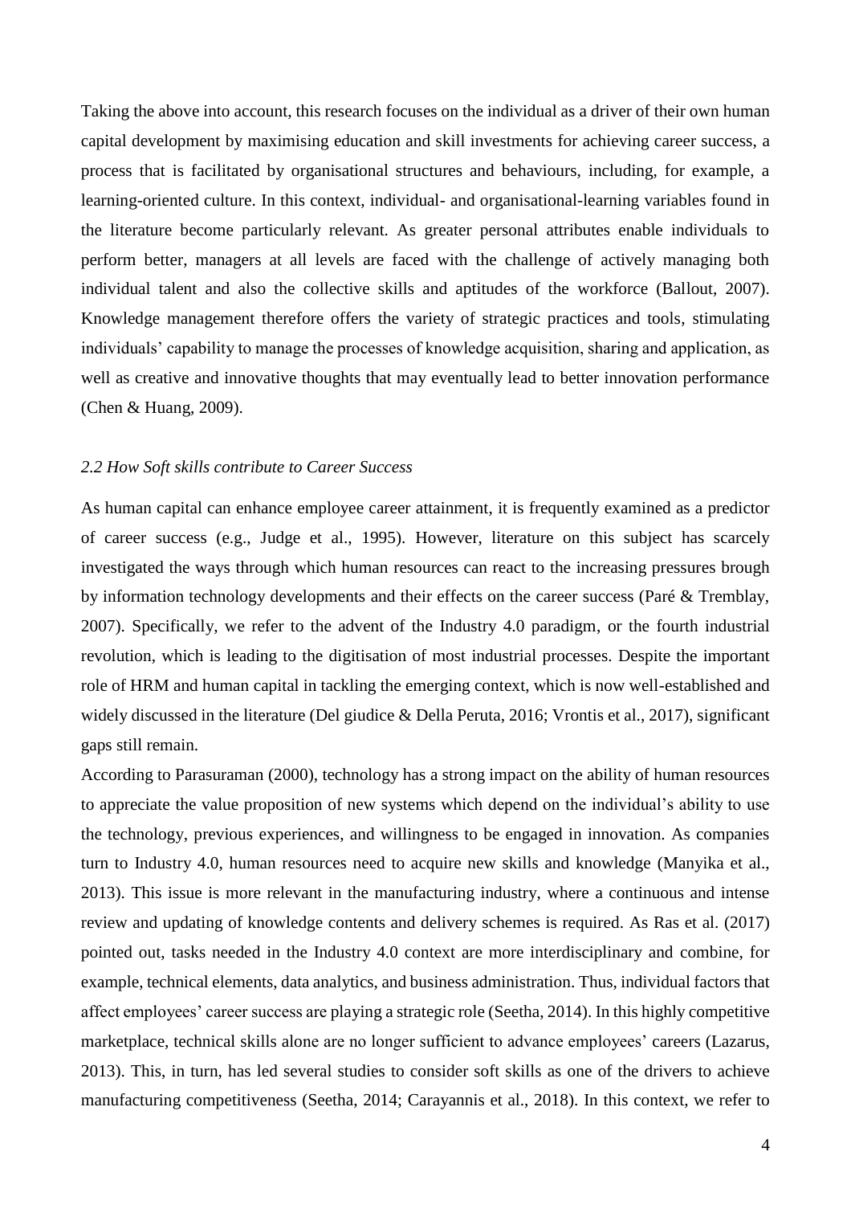Taking the above into account, this research focuses on the individual as a driver of their own human capital development by maximising education and skill investments for achieving career success, a process that is facilitated by organisational structures and behaviours, including, for example, a learning-oriented culture. In this context, individual- and organisational-learning variables found in the literature become particularly relevant. As greater personal attributes enable individuals to perform better, managers at all levels are faced with the challenge of actively managing both individual talent and also the collective skills and aptitudes of the workforce (Ballout, 2007). Knowledge management therefore offers the variety of strategic practices and tools, stimulating individuals' capability to manage the processes of knowledge acquisition, sharing and application, as well as creative and innovative thoughts that may eventually lead to better innovation performance (Chen & Huang, 2009).

### *2.2 How Soft skills contribute to Career Success*

As human capital can enhance employee career attainment, it is frequently examined as a predictor of career success (e.g., Judge et al., 1995). However, literature on this subject has scarcely investigated the ways through which human resources can react to the increasing pressures brough by information technology developments and their effects on the career success (Paré & Tremblay, 2007). Specifically, we refer to the advent of the Industry 4.0 paradigm, or the fourth industrial revolution, which is leading to the digitisation of most industrial processes. Despite the important role of HRM and human capital in tackling the emerging context, which is now well-established and widely discussed in the literature (Del giudice & Della Peruta, 2016; Vrontis et al., 2017), significant gaps still remain.

According to Parasuraman (2000), technology has a strong impact on the ability of human resources to appreciate the value proposition of new systems which depend on the individual's ability to use the technology, previous experiences, and willingness to be engaged in innovation. As companies turn to Industry 4.0, human resources need to acquire new skills and knowledge (Manyika et al., 2013). This issue is more relevant in the manufacturing industry, where a continuous and intense review and updating of knowledge contents and delivery schemes is required. As Ras et al. (2017) pointed out, tasks needed in the Industry 4.0 context are more interdisciplinary and combine, for example, technical elements, data analytics, and business administration. Thus, individual factors that affect employees' career success are playing a strategic role (Seetha, 2014). In this highly competitive marketplace, technical skills alone are no longer sufficient to advance employees' careers (Lazarus, 2013). This, in turn, has led several studies to consider soft skills as one of the drivers to achieve manufacturing competitiveness (Seetha, 2014; Carayannis et al., 2018). In this context, we refer to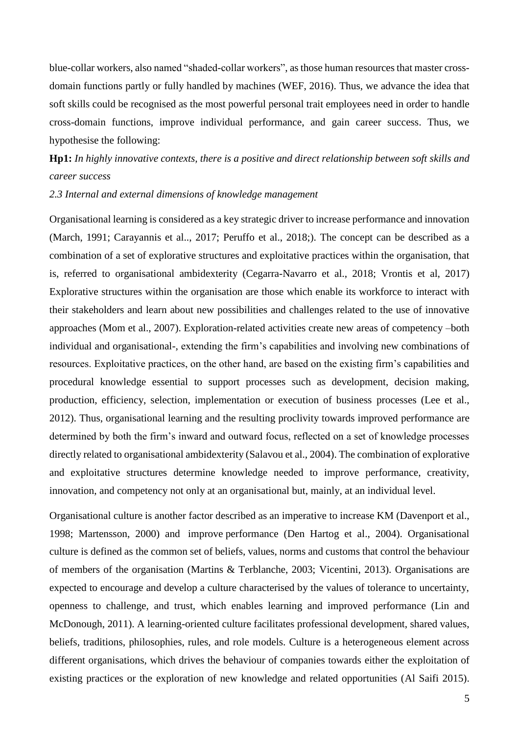blue-collar workers, also named "shaded-collar workers", as those human resources that master cross-domain functions partly or fully handled by machines (WEF, 2016). Thus, we advance the idea that soft skills could be recognised as the most powerful personal trait employees need in order to handle cross-domain functions, improve individual performance, and gain career success. Thus, we hypothesise the following:

**Hp1:** *In highly innovative contexts, there is a positive and direct relationship between soft skills and career success*

*2.3 Internal and external dimensions of knowledge management*

Organisational learning is considered as a key strategic driver to increase performance and innovation (March, 1991; Carayannis et al.., 2017; Peruffo et al., 2018;). The concept can be described as a combination of a set of explorative structures and exploitative practices within the organisation, that is, referred to organisational ambidexterity (Cegarra-Navarro et al., 2018; Vrontis et al, 2017) Explorative structures within the organisation are those which enable its workforce to interact with their stakeholders and learn about new possibilities and challenges related to the use of innovative approaches (Mom et al., 2007). Exploration-related activities create new areas of competency –both individual and organisational-, extending the firm's capabilities and involving new combinations of resources. Exploitative practices, on the other hand, are based on the existing firm's capabilities and procedural knowledge essential to support processes such as development, decision making, production, efficiency, selection, implementation or execution of business processes (Lee et al., 2012). Thus, organisational learning and the resulting proclivity towards improved performance are determined by both the firm's inward and outward focus, reflected on a set of knowledge processes directly related to organisational ambidexterity (Salavou et al., 2004). The combination of explorative and exploitative structures determine knowledge needed to improve performance, creativity, innovation, and competency not only at an organisational but, mainly, at an individual level.

Organisational culture is another factor described as an imperative to increase KM (Davenport et al., 1998; Martensson, 2000) and improve performance (Den Hartog et al., 2004). Organisational culture is defined as the common set of beliefs, values, norms and customs that control the behaviour of members of the organisation (Martins & Terblanche, 2003; Vicentini, 2013). Organisations are expected to encourage and develop a culture characterised by the values of tolerance to uncertainty, openness to challenge, and trust, which enables learning and improved performance (Lin and McDonough, 2011). A learning-oriented culture facilitates professional development, shared values, beliefs, traditions, philosophies, rules, and role models. Culture is a heterogeneous element across different organisations, which drives the behaviour of companies towards either the exploitation of existing practices or the exploration of new knowledge and related opportunities (Al Saifi 2015).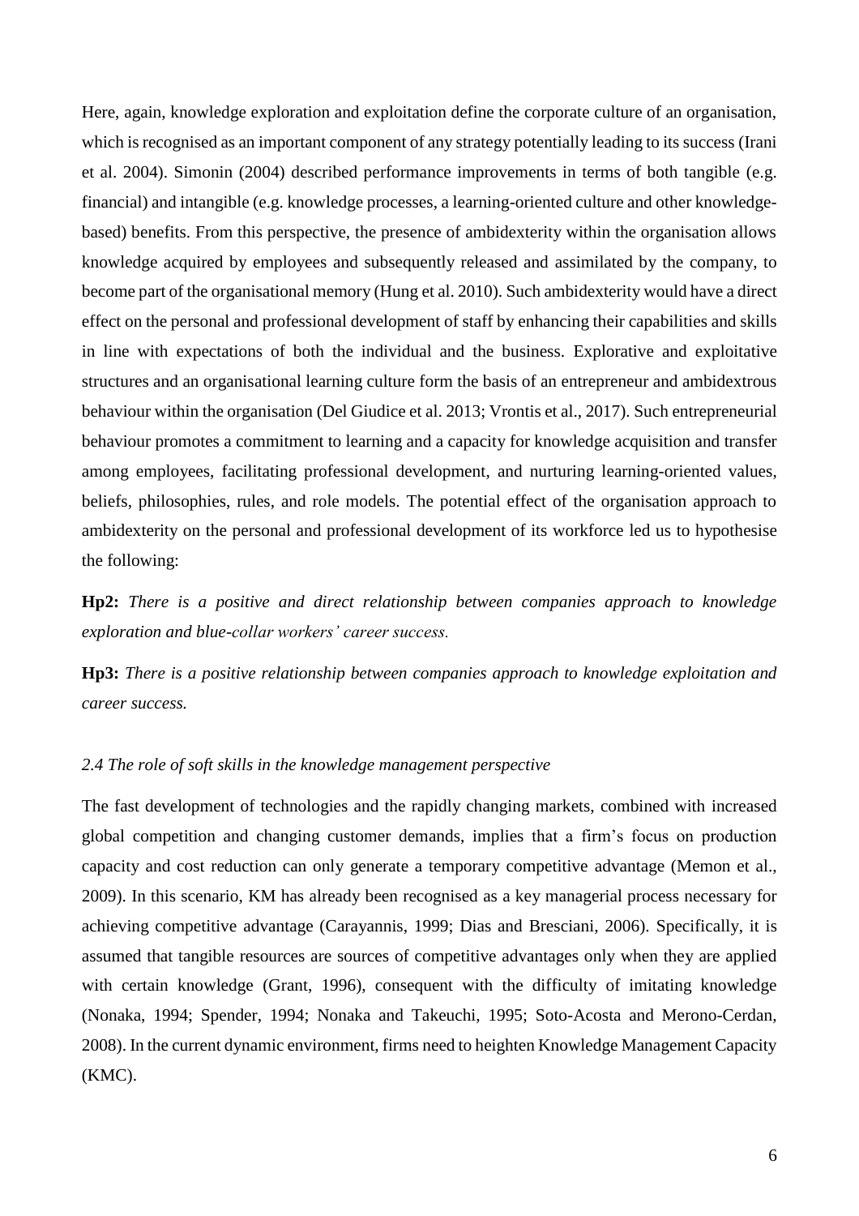Here, again, knowledge exploration and exploitation define the corporate culture of an organisation, which is recognised as an important component of any strategy potentially leading to its success (Irani et al. 2004). Simonin (2004) described performance improvements in terms of both tangible (e.g. financial) and intangible (e.g. knowledge processes, a learning-oriented culture and other knowledge-based) benefits. From this perspective, the presence of ambidexterity within the organisation allows knowledge acquired by employees and subsequently released and assimilated by the company, to become part of the organisational memory (Hung et al. 2010). Such ambidexterity would have a direct effect on the personal and professional development of staff by enhancing their capabilities and skills in line with expectations of both the individual and the business. Explorative and exploitative structures and an organisational learning culture form the basis of an entrepreneur and ambidextrous behaviour within the organisation (Del Giudice et al. 2013; Vrontis et al., 2017). Such entrepreneurial behaviour promotes a commitment to learning and a capacity for knowledge acquisition and transfer among employees, facilitating professional development, and nurturing learning-oriented values, beliefs, philosophies, rules, and role models. The potential effect of the organisation approach to ambidexterity on the personal and professional development of its workforce led us to hypothesise the following:

**Hp2:** *There is a positive and direct relationship between companies approach to knowledge exploration and blue-collar workers' career success.*

**Hp3:** *There is a positive relationship between companies approach to knowledge exploitation and career success.*

### *2.4 The role of soft skills in the knowledge management perspective*

The fast development of technologies and the rapidly changing markets, combined with increased global competition and changing customer demands, implies that a firm's focus on production capacity and cost reduction can only generate a temporary competitive advantage (Memon et al., 2009). In this scenario, KM has already been recognised as a key managerial process necessary for achieving competitive advantage (Carayannis, 1999; Dias and Bresciani, 2006). Specifically, it is assumed that tangible resources are sources of competitive advantages only when they are applied with certain knowledge (Grant, 1996), consequent with the difficulty of imitating knowledge (Nonaka, 1994; Spender, 1994; Nonaka and Takeuchi, 1995; Soto-Acosta and Merono-Cerdan, 2008). In the current dynamic environment, firms need to heighten Knowledge Management Capacity (KMC).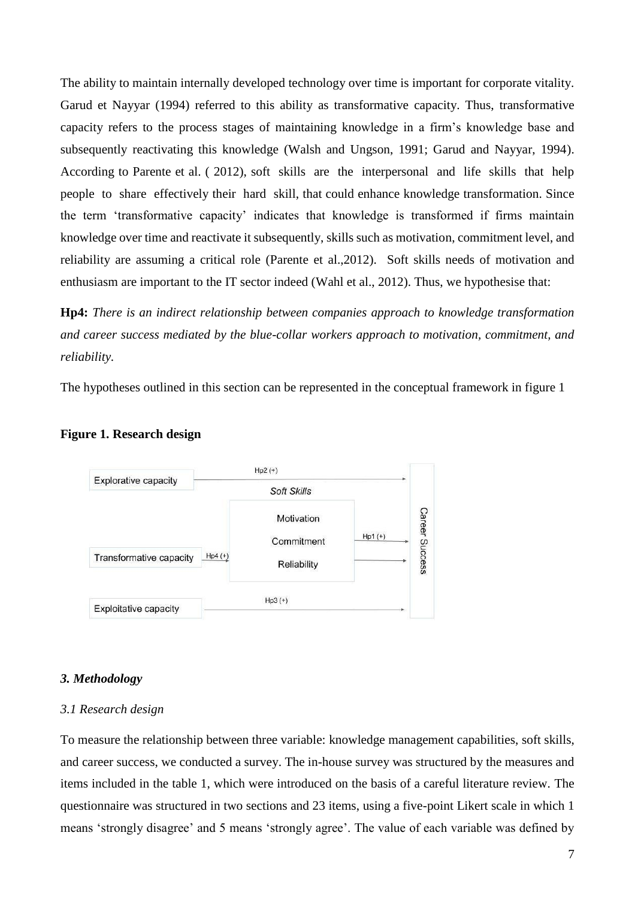The ability to maintain internally developed technology over time is important for corporate vitality. Garud et Nayyar (1994) referred to this ability as transformative capacity. Thus, transformative capacity refers to the process stages of maintaining knowledge in a firm's knowledge base and subsequently reactivating this knowledge (Walsh and Ungson, 1991; Garud and Nayyar, 1994). According to Parente et al. ( 2012), soft skills are the interpersonal and life skills that help people to share effectively their hard skill, that could enhance knowledge transformation. Since the term 'transformative capacity' indicates that knowledge is transformed if firms maintain knowledge over time and reactivate it subsequently, skills such as motivation, commitment level, and reliability are assuming a critical role (Parente et al.,2012). Soft skills needs of motivation and enthusiasm are important to the IT sector indeed (Wahl et al., 2012). Thus, we hypothesise that:

**Hp4:** *There is an indirect relationship between companies approach to knowledge transformation and career success mediated by the blue-collar workers approach to motivation, commitment, and reliability.*

The hypotheses outlined in this section can be represented in the conceptual framework in figure 1

**Figure 1. Research design**

Explorative capacity — Hp2 (+) → Career Success

Soft Skills: Motivation, Commitment, Reliability

Transformative capacity — Hp4 (+) → Soft Skills — Hp1 (+) → Career Success

Exploitative capacity — Hp3 (+) → Career Success

### *3. Methodology*

#### *3.1 Research design*

To measure the relationship between three variable: knowledge management capabilities, soft skills, and career success, we conducted a survey. The in-house survey was structured by the measures and items included in the table 1, which were introduced on the basis of a careful literature review. The questionnaire was structured in two sections and 23 items, using a five-point Likert scale in which 1 means 'strongly disagree' and 5 means 'strongly agree'. The value of each variable was defined by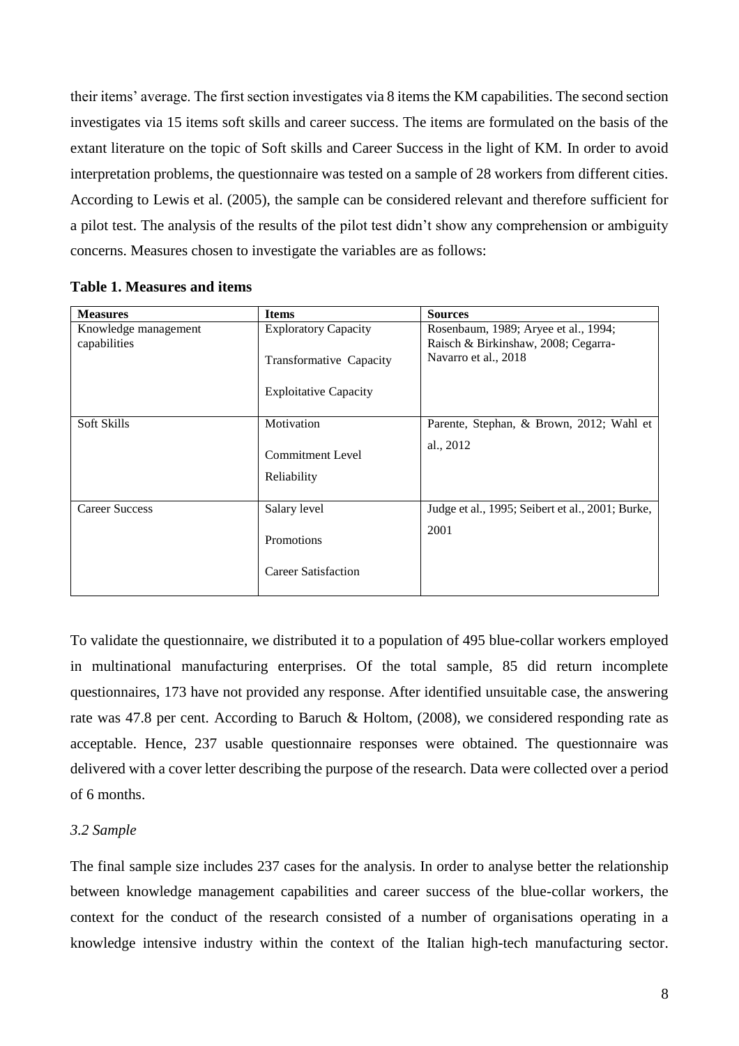their items' average. The first section investigates via 8 items the KM capabilities. The second section investigates via 15 items soft skills and career success. The items are formulated on the basis of the extant literature on the topic of Soft skills and Career Success in the light of KM. In order to avoid interpretation problems, the questionnaire was tested on a sample of 28 workers from different cities. According to Lewis et al. (2005), the sample can be considered relevant and therefore sufficient for a pilot test. The analysis of the results of the pilot test didn't show any comprehension or ambiguity concerns. Measures chosen to investigate the variables are as follows:

**Table 1. Measures and items**

| **Measures** | **Items** | **Sources** |
| --- | --- | --- |
| Knowledge management capabilities | Exploratory Capacity<br>Transformative Capacity<br>Exploitative Capacity | Rosenbaum, 1989; Aryee et al., 1994; Raisch & Birkinshaw, 2008; Cegarra-Navarro et al., 2018 |
| Soft Skills | Motivation<br>Commitment Level<br>Reliability | Parente, Stephan, & Brown, 2012; Wahl et al., 2012 |
| Career Success | Salary level<br>Promotions<br>Career Satisfaction | Judge et al., 1995; Seibert et al., 2001; Burke, 2001 |

To validate the questionnaire, we distributed it to a population of 495 blue-collar workers employed in multinational manufacturing enterprises. Of the total sample, 85 did return incomplete questionnaires, 173 have not provided any response. After identified unsuitable case, the answering rate was 47.8 per cent. According to Baruch & Holtom, (2008), we considered responding rate as acceptable. Hence, 237 usable questionnaire responses were obtained. The questionnaire was delivered with a cover letter describing the purpose of the research. Data were collected over a period of 6 months.

### *3.2 Sample*

The final sample size includes 237 cases for the analysis. In order to analyse better the relationship between knowledge management capabilities and career success of the blue-collar workers, the context for the conduct of the research consisted of a number of organisations operating in a knowledge intensive industry within the context of the Italian high-tech manufacturing sector.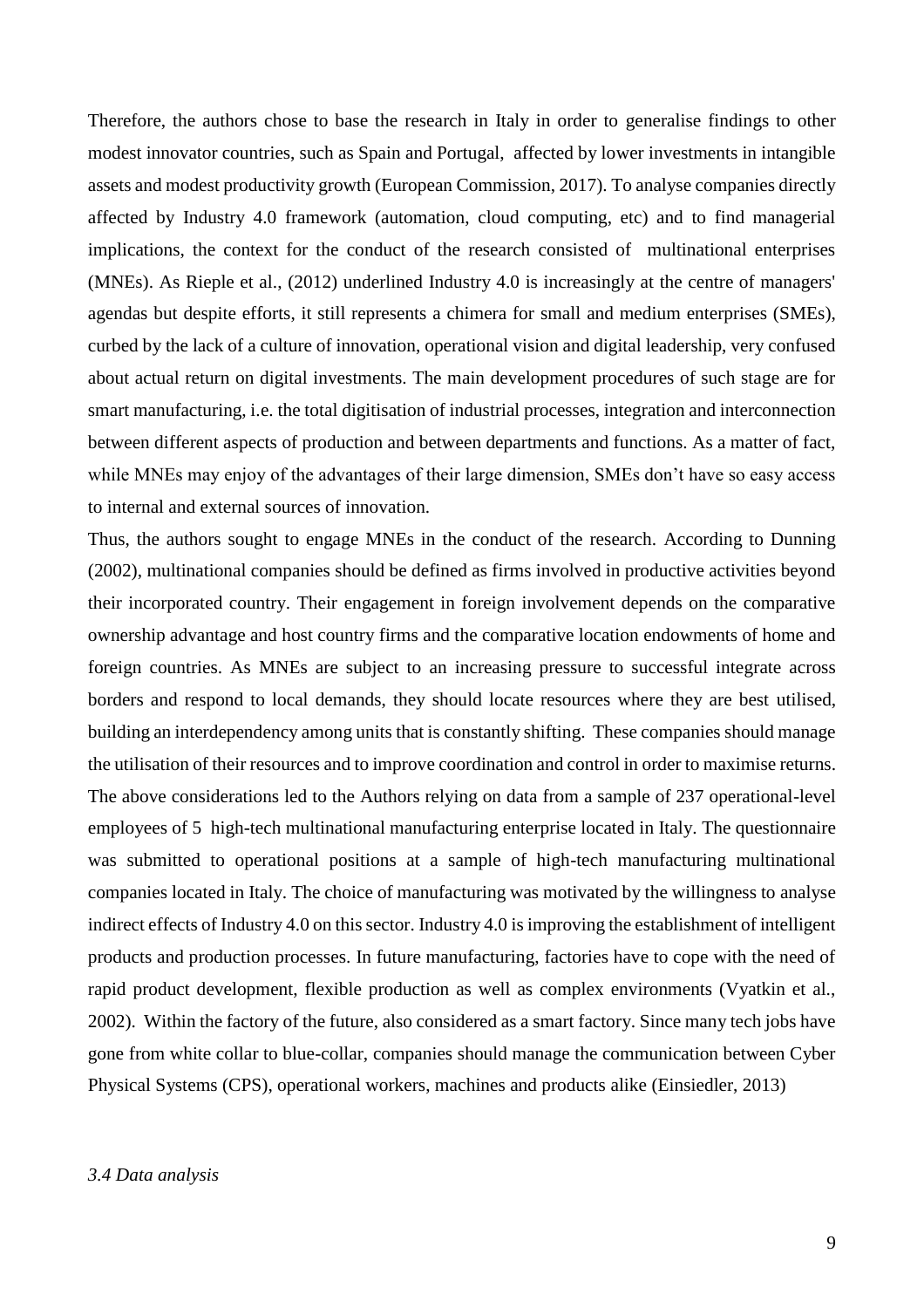Therefore, the authors chose to base the research in Italy in order to generalise findings to other modest innovator countries, such as Spain and Portugal, affected by lower investments in intangible assets and modest productivity growth (European Commission, 2017). To analyse companies directly affected by Industry 4.0 framework (automation, cloud computing, etc) and to find managerial implications, the context for the conduct of the research consisted of multinational enterprises (MNEs). As Rieple et al., (2012) underlined Industry 4.0 is increasingly at the centre of managers' agendas but despite efforts, it still represents a chimera for small and medium enterprises (SMEs), curbed by the lack of a culture of innovation, operational vision and digital leadership, very confused about actual return on digital investments. The main development procedures of such stage are for smart manufacturing, i.e. the total digitisation of industrial processes, integration and interconnection between different aspects of production and between departments and functions. As a matter of fact, while MNEs may enjoy of the advantages of their large dimension, SMEs don't have so easy access to internal and external sources of innovation.

Thus, the authors sought to engage MNEs in the conduct of the research. According to Dunning (2002), multinational companies should be defined as firms involved in productive activities beyond their incorporated country. Their engagement in foreign involvement depends on the comparative ownership advantage and host country firms and the comparative location endowments of home and foreign countries. As MNEs are subject to an increasing pressure to successful integrate across borders and respond to local demands, they should locate resources where they are best utilised, building an interdependency among units that is constantly shifting. These companies should manage the utilisation of their resources and to improve coordination and control in order to maximise returns. The above considerations led to the Authors relying on data from a sample of 237 operational-level employees of 5 high-tech multinational manufacturing enterprise located in Italy. The questionnaire was submitted to operational positions at a sample of high-tech manufacturing multinational companies located in Italy. The choice of manufacturing was motivated by the willingness to analyse indirect effects of Industry 4.0 on this sector. Industry 4.0 is improving the establishment of intelligent products and production processes. In future manufacturing, factories have to cope with the need of rapid product development, flexible production as well as complex environments (Vyatkin et al., 2002). Within the factory of the future, also considered as a smart factory. Since many tech jobs have gone from white collar to blue-collar, companies should manage the communication between Cyber Physical Systems (CPS), operational workers, machines and products alike (Einsiedler, 2013)

*3.4 Data analysis*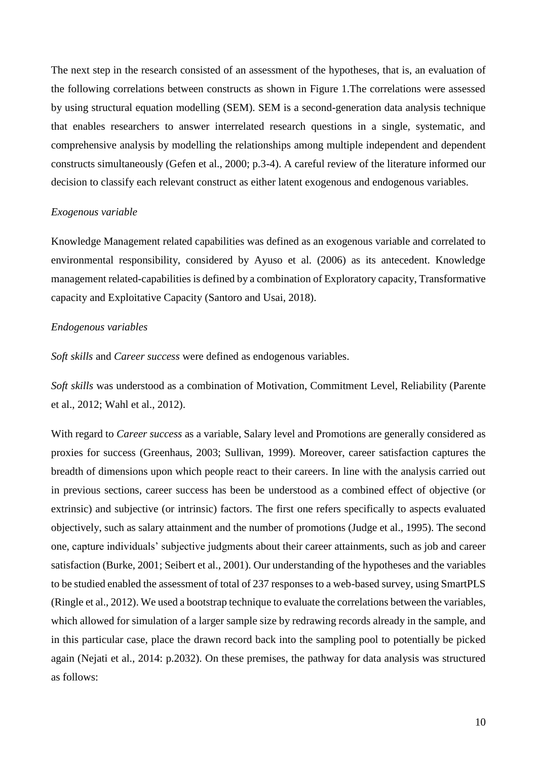The next step in the research consisted of an assessment of the hypotheses, that is, an evaluation of the following correlations between constructs as shown in Figure 1.The correlations were assessed by using structural equation modelling (SEM). SEM is a second-generation data analysis technique that enables researchers to answer interrelated research questions in a single, systematic, and comprehensive analysis by modelling the relationships among multiple independent and dependent constructs simultaneously (Gefen et al., 2000; p.3-4). A careful review of the literature informed our decision to classify each relevant construct as either latent exogenous and endogenous variables.

*Exogenous variable*

Knowledge Management related capabilities was defined as an exogenous variable and correlated to environmental responsibility, considered by Ayuso et al. (2006) as its antecedent. Knowledge management related-capabilities is defined by a combination of Exploratory capacity, Transformative capacity and Exploitative Capacity (Santoro and Usai, 2018).

*Endogenous variables*

*Soft skills* and *Career success* were defined as endogenous variables.

*Soft skills* was understood as a combination of Motivation, Commitment Level, Reliability (Parente et al., 2012; Wahl et al., 2012).

With regard to *Career success* as a variable, Salary level and Promotions are generally considered as proxies for success (Greenhaus, 2003; Sullivan, 1999). Moreover, career satisfaction captures the breadth of dimensions upon which people react to their careers. In line with the analysis carried out in previous sections, career success has been be understood as a combined effect of objective (or extrinsic) and subjective (or intrinsic) factors. The first one refers specifically to aspects evaluated objectively, such as salary attainment and the number of promotions (Judge et al., 1995). The second one, capture individuals' subjective judgments about their career attainments, such as job and career satisfaction (Burke, 2001; Seibert et al., 2001). Our understanding of the hypotheses and the variables to be studied enabled the assessment of total of 237 responses to a web-based survey, using SmartPLS (Ringle et al., 2012). We used a bootstrap technique to evaluate the correlations between the variables, which allowed for simulation of a larger sample size by redrawing records already in the sample, and in this particular case, place the drawn record back into the sampling pool to potentially be picked again (Nejati et al., 2014: p.2032). On these premises, the pathway for data analysis was structured as follows: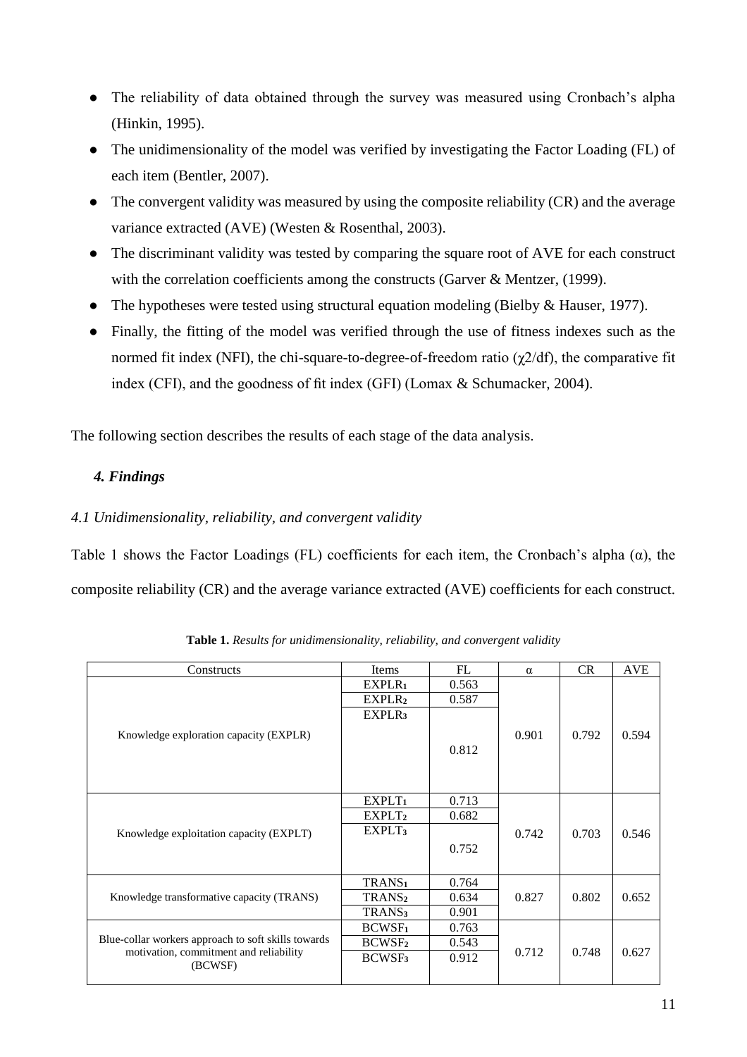- The reliability of data obtained through the survey was measured using Cronbach's alpha (Hinkin, 1995).
- The unidimensionality of the model was verified by investigating the Factor Loading (FL) of each item (Bentler, 2007).
- The convergent validity was measured by using the composite reliability (CR) and the average variance extracted (AVE) (Westen & Rosenthal, 2003).
- The discriminant validity was tested by comparing the square root of AVE for each construct with the correlation coefficients among the constructs (Garver & Mentzer, (1999).
- The hypotheses were tested using structural equation modeling (Bielby & Hauser, 1977).
- Finally, the fitting of the model was verified through the use of fitness indexes such as the normed fit index (NFI), the chi-square-to-degree-of-freedom ratio ($\chi 2$/df), the comparative fit index (CFI), and the goodness of fit index (GFI) (Lomax & Schumacker, 2004).

The following section describes the results of each stage of the data analysis.

## *4. Findings*

### *4.1 Unidimensionality, reliability, and convergent validity*

Table 1 shows the Factor Loadings (FL) coefficients for each item, the Cronbach's alpha ($\alpha$), the composite reliability (CR) and the average variance extracted (AVE) coefficients for each construct.

**Table 1.** *Results for unidimensionality, reliability, and convergent validity*

| Constructs | Items | FL | $\alpha$ | CR | AVE |
|---|---|---|---|---|---|
| Knowledge exploration capacity (EXPLR) | $EXPLR_1$ | 0.563 | 0.901 | 0.792 | 0.594 |
| | $EXPLR_2$ | 0.587 | | | |
| | $EXPLR_3$ | 0.812 | | | |
| Knowledge exploitation capacity (EXPLT) | $EXPLT_1$ | 0.713 | 0.742 | 0.703 | 0.546 |
| | $EXPLT_2$ | 0.682 | | | |
| | $EXPLT_3$ | 0.752 | | | |
| Knowledge transformative capacity (TRANS) | $TRANS_1$ | 0.764 | 0.827 | 0.802 | 0.652 |
| | $TRANS_2$ | 0.634 | | | |
| | $TRANS_3$ | 0.901 | | | |
| Blue-collar workers approach to soft skills towards motivation, commitment and reliability (BCWSF) | $BCWSF_1$ | 0.763 | 0.712 | 0.748 | 0.627 |
| | $BCWSF_2$ | 0.543 | | | |
| | $BCWSF_3$ | 0.912 | | | |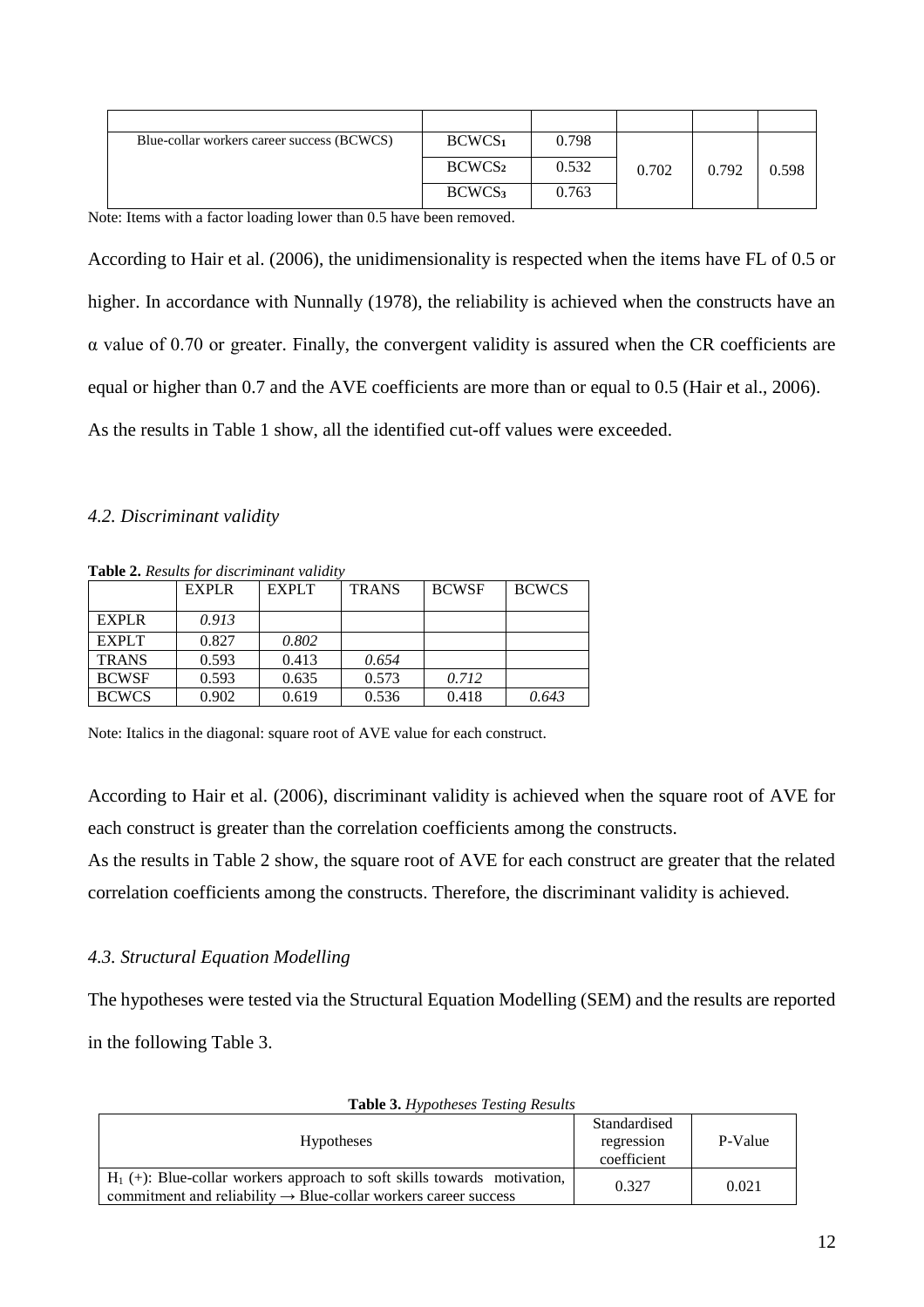|  |  |  |  |  |  |
|---|---|---|---|---|---|
| Blue-collar workers career success (BCWCS) | $BCWCS_1$ | 0.798 | 0.702 | 0.792 | 0.598 |
|  | $BCWCS_2$ | 0.532 |  |  |  |
|  | $BCWCS_3$ | 0.763 |  |  |  |

Note: Items with a factor loading lower than 0.5 have been removed.

According to Hair et al. (2006), the unidimensionality is respected when the items have FL of 0.5 or higher. In accordance with Nunnally (1978), the reliability is achieved when the constructs have an α value of 0.70 or greater. Finally, the convergent validity is assured when the CR coefficients are equal or higher than 0.7 and the AVE coefficients are more than or equal to 0.5 (Hair et al., 2006). As the results in Table 1 show, all the identified cut-off values were exceeded.

### *4.2. Discriminant validity*

**Table 2.** *Results for discriminant validity*

|  | EXPLR | EXPLT | TRANS | BCWSF | BCWCS |
|---|---|---|---|---|---|
| EXPLR | *0.913* |  |  |  |  |
| EXPLT | 0.827 | *0.802* |  |  |  |
| TRANS | 0.593 | 0.413 | *0.654* |  |  |
| BCWSF | 0.593 | 0.635 | 0.573 | *0.712* |  |
| BCWCS | 0.902 | 0.619 | 0.536 | 0.418 | *0.643* |

Note: Italics in the diagonal: square root of AVE value for each construct.

According to Hair et al. (2006), discriminant validity is achieved when the square root of AVE for each construct is greater than the correlation coefficients among the constructs.
As the results in Table 2 show, the square root of AVE for each construct are greater that the related correlation coefficients among the constructs. Therefore, the discriminant validity is achieved.

### *4.3. Structural Equation Modelling*

The hypotheses were tested via the Structural Equation Modelling (SEM) and the results are reported in the following Table 3.

**Table 3.** *Hypotheses Testing Results*

| Hypotheses | Standardised regression coefficient | P-Value |
|---|---|---|
| $H_1$ (+): Blue-collar workers approach to soft skills towards motivation, commitment and reliability → Blue-collar workers career success | 0.327 | 0.021 |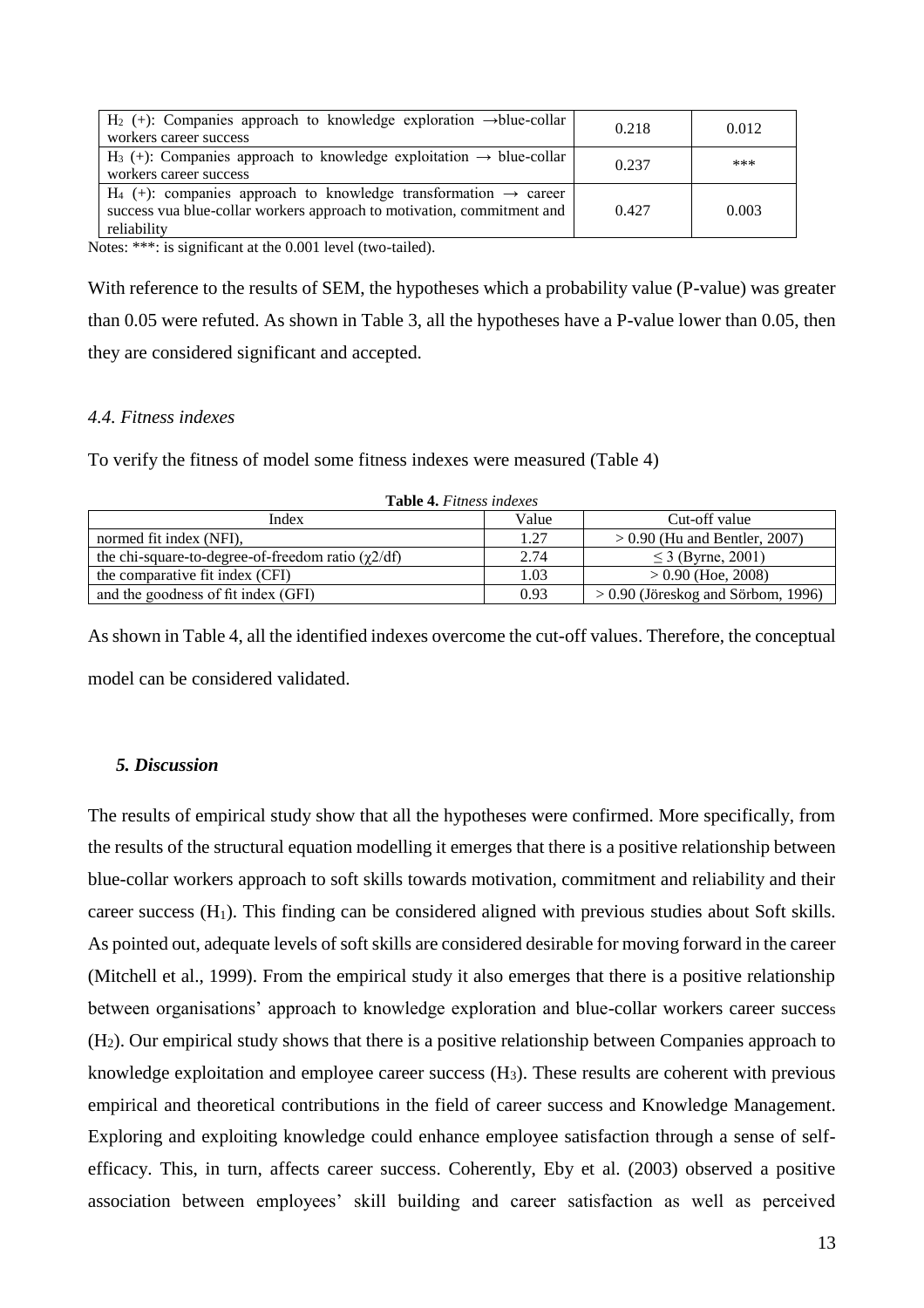| | | |
|---|---|---|
| $H_2$ (+): Companies approach to knowledge exploration →blue-collar workers career success | 0.218 | 0.012 |
| $H_3$ (+): Companies approach to knowledge exploitation → blue-collar workers career success | 0.237 | *** |
| $H_4$ (+): companies approach to knowledge transformation → career success vua blue-collar workers approach to motivation, commitment and reliability | 0.427 | 0.003 |

Notes: ***: is significant at the 0.001 level (two-tailed).

With reference to the results of SEM, the hypotheses which a probability value (P-value) was greater than 0.05 were refuted. As shown in Table 3, all the hypotheses have a P-value lower than 0.05, then they are considered significant and accepted.

### *4.4. Fitness indexes*

To verify the fitness of model some fitness indexes were measured (Table 4)

**Table 4.** *Fitness indexes*

| Index | Value | Cut-off value |
|---|---|---|
| normed fit index (NFI), | 1.27 | > 0.90 (Hu and Bentler, 2007) |
| the chi-square-to-degree-of-freedom ratio ($\chi 2$/df) | 2.74 | ≤ 3 (Byrne, 2001) |
| the comparative fit index (CFI) | 1.03 | > 0.90 (Hoe, 2008) |
| and the goodness of fit index (GFI) | 0.93 | > 0.90 (Jöreskog and Sörbom, 1996) |

As shown in Table 4, all the identified indexes overcome the cut-off values. Therefore, the conceptual model can be considered validated.

## *5. Discussion*

The results of empirical study show that all the hypotheses were confirmed. More specifically, from the results of the structural equation modelling it emerges that there is a positive relationship between blue-collar workers approach to soft skills towards motivation, commitment and reliability and their career success ($H_1$). This finding can be considered aligned with previous studies about Soft skills. As pointed out, adequate levels of soft skills are considered desirable for moving forward in the career (Mitchell et al., 1999). From the empirical study it also emerges that there is a positive relationship between organisations' approach to knowledge exploration and blue-collar workers career success ($H_2$). Our empirical study shows that there is a positive relationship between Companies approach to knowledge exploitation and employee career success ($H_3$). These results are coherent with previous empirical and theoretical contributions in the field of career success and Knowledge Management. Exploring and exploiting knowledge could enhance employee satisfaction through a sense of self-efficacy. This, in turn, affects career success. Coherently, Eby et al. (2003) observed a positive association between employees' skill building and career satisfaction as well as perceived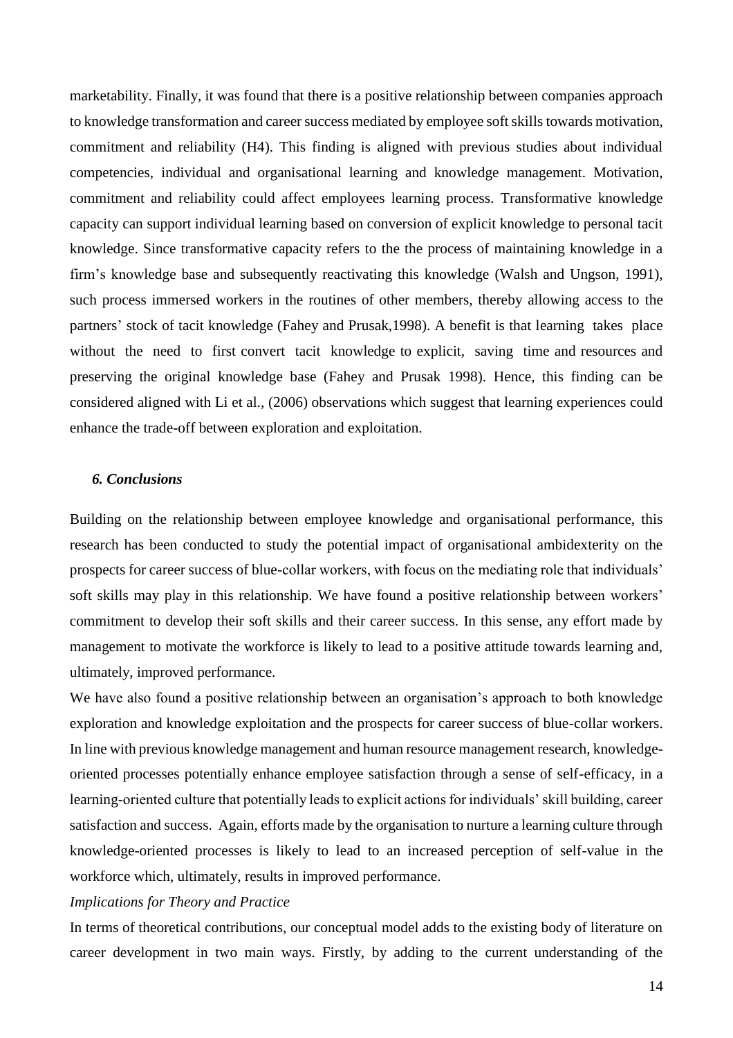marketability. Finally, it was found that there is a positive relationship between companies approach to knowledge transformation and career success mediated by employee soft skills towards motivation, commitment and reliability (H4). This finding is aligned with previous studies about individual competencies, individual and organisational learning and knowledge management. Motivation, commitment and reliability could affect employees learning process. Transformative knowledge capacity can support individual learning based on conversion of explicit knowledge to personal tacit knowledge. Since transformative capacity refers to the the process of maintaining knowledge in a firm's knowledge base and subsequently reactivating this knowledge (Walsh and Ungson, 1991), such process immersed workers in the routines of other members, thereby allowing access to the partners' stock of tacit knowledge (Fahey and Prusak,1998). A benefit is that learning takes place without the need to first convert tacit knowledge to explicit, saving time and resources and preserving the original knowledge base (Fahey and Prusak 1998). Hence, this finding can be considered aligned with Li et al., (2006) observations which suggest that learning experiences could enhance the trade-off between exploration and exploitation.

### *6. Conclusions*

Building on the relationship between employee knowledge and organisational performance, this research has been conducted to study the potential impact of organisational ambidexterity on the prospects for career success of blue-collar workers, with focus on the mediating role that individuals' soft skills may play in this relationship. We have found a positive relationship between workers' commitment to develop their soft skills and their career success. In this sense, any effort made by management to motivate the workforce is likely to lead to a positive attitude towards learning and, ultimately, improved performance.

We have also found a positive relationship between an organisation's approach to both knowledge exploration and knowledge exploitation and the prospects for career success of blue-collar workers. In line with previous knowledge management and human resource management research, knowledge-oriented processes potentially enhance employee satisfaction through a sense of self-efficacy, in a learning-oriented culture that potentially leads to explicit actions for individuals' skill building, career satisfaction and success. Again, efforts made by the organisation to nurture a learning culture through knowledge-oriented processes is likely to lead to an increased perception of self-value in the workforce which, ultimately, results in improved performance.

*Implications for Theory and Practice*

In terms of theoretical contributions, our conceptual model adds to the existing body of literature on career development in two main ways. Firstly, by adding to the current understanding of the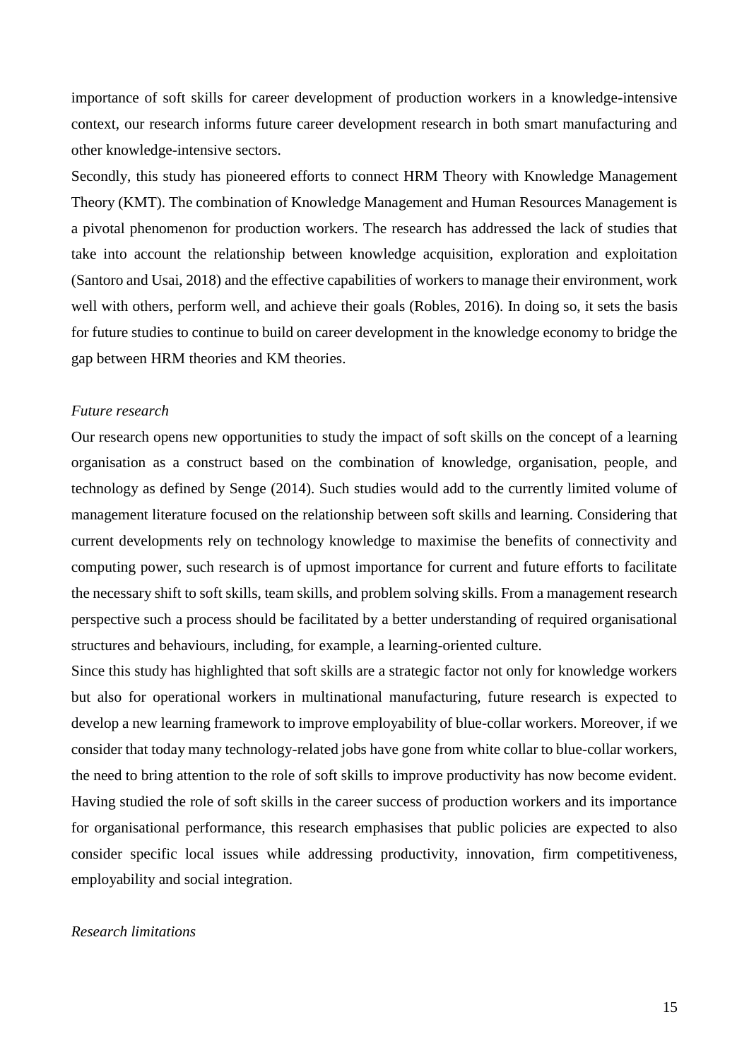importance of soft skills for career development of production workers in a knowledge-intensive context, our research informs future career development research in both smart manufacturing and other knowledge-intensive sectors.

Secondly, this study has pioneered efforts to connect HRM Theory with Knowledge Management Theory (KMT). The combination of Knowledge Management and Human Resources Management is a pivotal phenomenon for production workers. The research has addressed the lack of studies that take into account the relationship between knowledge acquisition, exploration and exploitation (Santoro and Usai, 2018) and the effective capabilities of workers to manage their environment, work well with others, perform well, and achieve their goals (Robles, 2016). In doing so, it sets the basis for future studies to continue to build on career development in the knowledge economy to bridge the gap between HRM theories and KM theories.

*Future research*

Our research opens new opportunities to study the impact of soft skills on the concept of a learning organisation as a construct based on the combination of knowledge, organisation, people, and technology as defined by Senge (2014). Such studies would add to the currently limited volume of management literature focused on the relationship between soft skills and learning. Considering that current developments rely on technology knowledge to maximise the benefits of connectivity and computing power, such research is of upmost importance for current and future efforts to facilitate the necessary shift to soft skills, team skills, and problem solving skills. From a management research perspective such a process should be facilitated by a better understanding of required organisational structures and behaviours, including, for example, a learning-oriented culture.

Since this study has highlighted that soft skills are a strategic factor not only for knowledge workers but also for operational workers in multinational manufacturing, future research is expected to develop a new learning framework to improve employability of blue-collar workers. Moreover, if we consider that today many technology-related jobs have gone from white collar to blue-collar workers, the need to bring attention to the role of soft skills to improve productivity has now become evident. Having studied the role of soft skills in the career success of production workers and its importance for organisational performance, this research emphasises that public policies are expected to also consider specific local issues while addressing productivity, innovation, firm competitiveness, employability and social integration.

*Research limitations*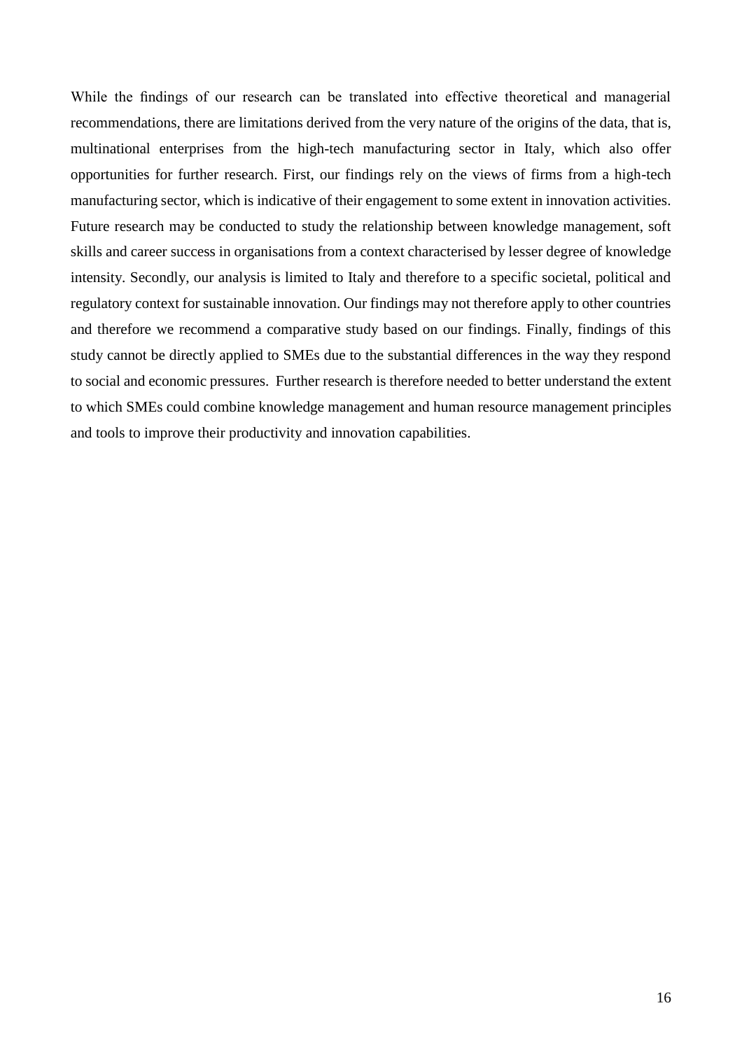While the findings of our research can be translated into effective theoretical and managerial recommendations, there are limitations derived from the very nature of the origins of the data, that is, multinational enterprises from the high-tech manufacturing sector in Italy, which also offer opportunities for further research. First, our findings rely on the views of firms from a high-tech manufacturing sector, which is indicative of their engagement to some extent in innovation activities. Future research may be conducted to study the relationship between knowledge management, soft skills and career success in organisations from a context characterised by lesser degree of knowledge intensity. Secondly, our analysis is limited to Italy and therefore to a specific societal, political and regulatory context for sustainable innovation. Our findings may not therefore apply to other countries and therefore we recommend a comparative study based on our findings. Finally, findings of this study cannot be directly applied to SMEs due to the substantial differences in the way they respond to social and economic pressures. Further research is therefore needed to better understand the extent to which SMEs could combine knowledge management and human resource management principles and tools to improve their productivity and innovation capabilities.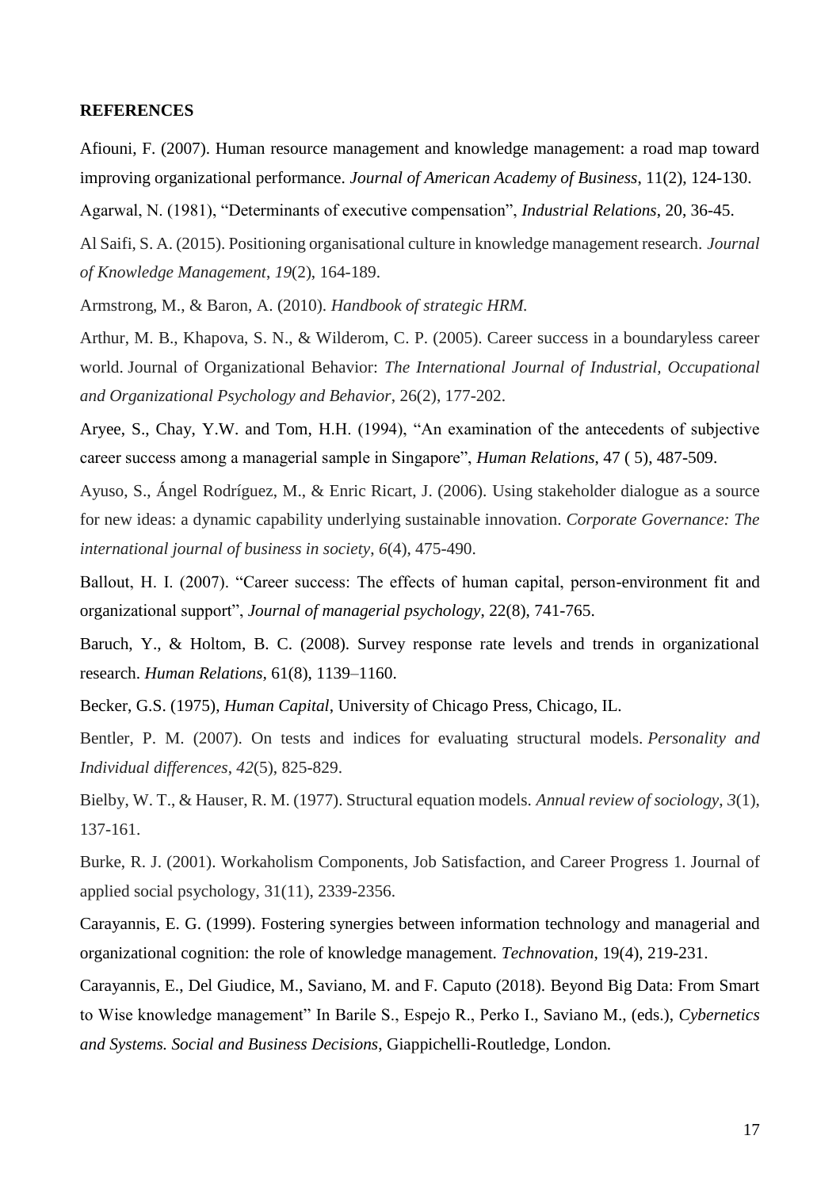## REFERENCES

Afiouni, F. (2007). Human resource management and knowledge management: a road map toward improving organizational performance. *Journal of American Academy of Business*, 11(2), 124-130.

Agarwal, N. (1981), "Determinants of executive compensation", *Industrial Relations*, 20, 36-45.

Al Saifi, S. A. (2015). Positioning organisational culture in knowledge management research. *Journal of Knowledge Management*, *19*(2), 164-189.

Armstrong, M., & Baron, A. (2010). *Handbook of strategic HRM.*

Arthur, M. B., Khapova, S. N., & Wilderom, C. P. (2005). Career success in a boundaryless career world. Journal of Organizational Behavior: *The International Journal of Industrial, Occupational and Organizational Psychology and Behavior*, 26(2), 177-202.

Aryee, S., Chay, Y.W. and Tom, H.H. (1994), "An examination of the antecedents of subjective career success among a managerial sample in Singapore", *Human Relations*, 47 ( 5), 487-509.

Ayuso, S., Ángel Rodríguez, M., & Enric Ricart, J. (2006). Using stakeholder dialogue as a source for new ideas: a dynamic capability underlying sustainable innovation. *Corporate Governance: The international journal of business in society*, *6*(4), 475-490.

Ballout, H. I. (2007). "Career success: The effects of human capital, person-environment fit and organizational support", *Journal of managerial psychology*, 22(8), 741-765.

Baruch, Y., & Holtom, B. C. (2008). Survey response rate levels and trends in organizational research. *Human Relations*, 61(8), 1139–1160.

Becker, G.S. (1975), *Human Capital*, University of Chicago Press, Chicago, IL.

Bentler, P. M. (2007). On tests and indices for evaluating structural models. *Personality and Individual differences*, *42*(5), 825-829.

Bielby, W. T., & Hauser, R. M. (1977). Structural equation models. *Annual review of sociology*, *3*(1), 137-161.

Burke, R. J. (2001). Workaholism Components, Job Satisfaction, and Career Progress 1. Journal of applied social psychology, 31(11), 2339-2356.

Carayannis, E. G. (1999). Fostering synergies between information technology and managerial and organizational cognition: the role of knowledge management. *Technovation*, 19(4), 219-231.

Carayannis, E., Del Giudice, M., Saviano, M. and F. Caputo (2018). Beyond Big Data: From Smart to Wise knowledge management" In Barile S., Espejo R., Perko I., Saviano M., (eds.), *Cybernetics and Systems. Social and Business Decisions*, Giappichelli-Routledge, London.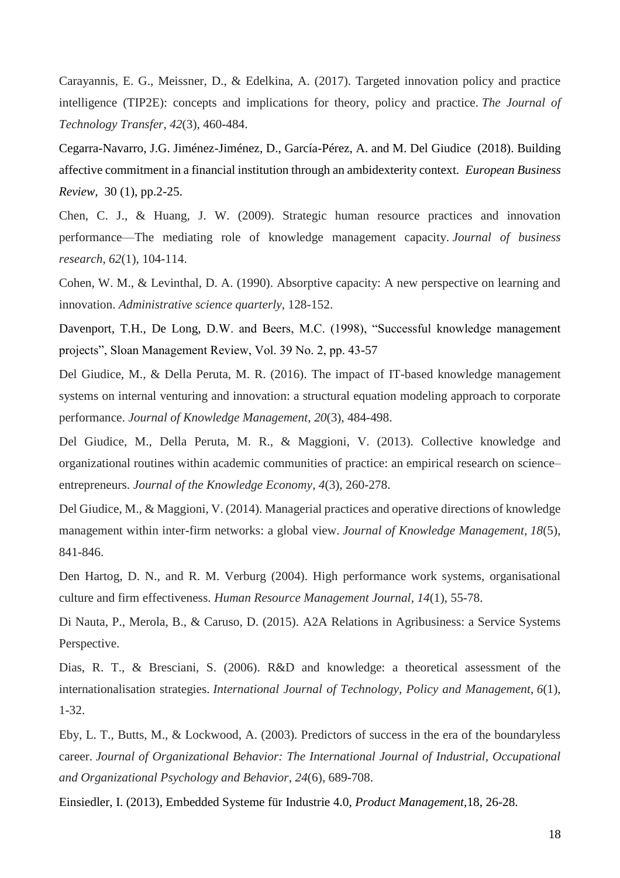Carayannis, E. G., Meissner, D., & Edelkina, A. (2017). Targeted innovation policy and practice intelligence (TIP2E): concepts and implications for theory, policy and practice. *The Journal of Technology Transfer*, *42*(3), 460-484.

Cegarra-Navarro, J.G. Jiménez-Jiménez, D., García-Pérez, A. and M. Del Giudice (2018). Building affective commitment in a financial institution through an ambidexterity context. *European Business Review*, 30 (1), pp.2-25.

Chen, C. J., & Huang, J. W. (2009). Strategic human resource practices and innovation performance—The mediating role of knowledge management capacity. *Journal of business research*, *62*(1), 104-114.

Cohen, W. M., & Levinthal, D. A. (1990). Absorptive capacity: A new perspective on learning and innovation. *Administrative science quarterly*, 128-152.

Davenport, T.H., De Long, D.W. and Beers, M.C. (1998), "Successful knowledge management projects", Sloan Management Review, Vol. 39 No. 2, pp. 43-57

Del Giudice, M., & Della Peruta, M. R. (2016). The impact of IT-based knowledge management systems on internal venturing and innovation: a structural equation modeling approach to corporate performance. *Journal of Knowledge Management*, *20*(3), 484-498.

Del Giudice, M., Della Peruta, M. R., & Maggioni, V. (2013). Collective knowledge and organizational routines within academic communities of practice: an empirical research on science–entrepreneurs. *Journal of the Knowledge Economy*, *4*(3), 260-278.

Del Giudice, M., & Maggioni, V. (2014). Managerial practices and operative directions of knowledge management within inter-firm networks: a global view. *Journal of Knowledge Management*, *18*(5), 841-846.

Den Hartog, D. N., and R. M. Verburg (2004). High performance work systems, organisational culture and firm effectiveness. *Human Resource Management Journal*, *14*(1), 55-78.

Di Nauta, P., Merola, B., & Caruso, D. (2015). A2A Relations in Agribusiness: a Service Systems Perspective.

Dias, R. T., & Bresciani, S. (2006). R&D and knowledge: a theoretical assessment of the internationalisation strategies. *International Journal of Technology, Policy and Management*, *6*(1), 1-32.

Eby, L. T., Butts, M., & Lockwood, A. (2003). Predictors of success in the era of the boundaryless career. *Journal of Organizational Behavior: The International Journal of Industrial, Occupational and Organizational Psychology and Behavior*, *24*(6), 689-708.

Einsiedler, I. (2013), Embedded Systeme für Industrie 4.0, *Product Management*,18, 26-28.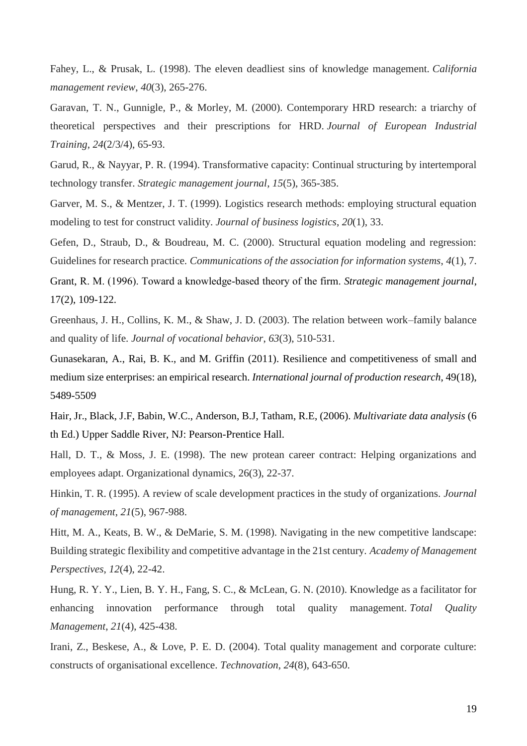Fahey, L., & Prusak, L. (1998). The eleven deadliest sins of knowledge management. *California management review*, *40*(3), 265-276.

Garavan, T. N., Gunnigle, P., & Morley, M. (2000). Contemporary HRD research: a triarchy of theoretical perspectives and their prescriptions for HRD. *Journal of European Industrial Training*, *24*(2/3/4), 65-93.

Garud, R., & Nayyar, P. R. (1994). Transformative capacity: Continual structuring by intertemporal technology transfer. *Strategic management journal*, *15*(5), 365-385.

Garver, M. S., & Mentzer, J. T. (1999). Logistics research methods: employing structural equation modeling to test for construct validity. *Journal of business logistics*, *20*(1), 33.

Gefen, D., Straub, D., & Boudreau, M. C. (2000). Structural equation modeling and regression: Guidelines for research practice. *Communications of the association for information systems*, *4*(1), 7.

Grant, R. M. (1996). Toward a knowledge-based theory of the firm. *Strategic management journal*, 17(2), 109-122.

Greenhaus, J. H., Collins, K. M., & Shaw, J. D. (2003). The relation between work–family balance and quality of life. *Journal of vocational behavior*, *63*(3), 510-531.

Gunasekaran, A., Rai, B. K., and M. Griffin (2011). Resilience and competitiveness of small and medium size enterprises: an empirical research. *International journal of production research*, 49(18), 5489-5509

Hair, Jr., Black, J.F, Babin, W.C., Anderson, B.J, Tatham, R.E, (2006). *Multivariate data analysis* (6 th Ed.) Upper Saddle River, NJ: Pearson-Prentice Hall.

Hall, D. T., & Moss, J. E. (1998). The new protean career contract: Helping organizations and employees adapt. Organizational dynamics, 26(3), 22-37.

Hinkin, T. R. (1995). A review of scale development practices in the study of organizations. *Journal of management*, *21*(5), 967-988.

Hitt, M. A., Keats, B. W., & DeMarie, S. M. (1998). Navigating in the new competitive landscape: Building strategic flexibility and competitive advantage in the 21st century. *Academy of Management Perspectives*, *12*(4), 22-42.

Hung, R. Y. Y., Lien, B. Y. H., Fang, S. C., & McLean, G. N. (2010). Knowledge as a facilitator for enhancing innovation performance through total quality management. *Total Quality Management*, *21*(4), 425-438.

Irani, Z., Beskese, A., & Love, P. E. D. (2004). Total quality management and corporate culture: constructs of organisational excellence. *Technovation*, *24*(8), 643-650.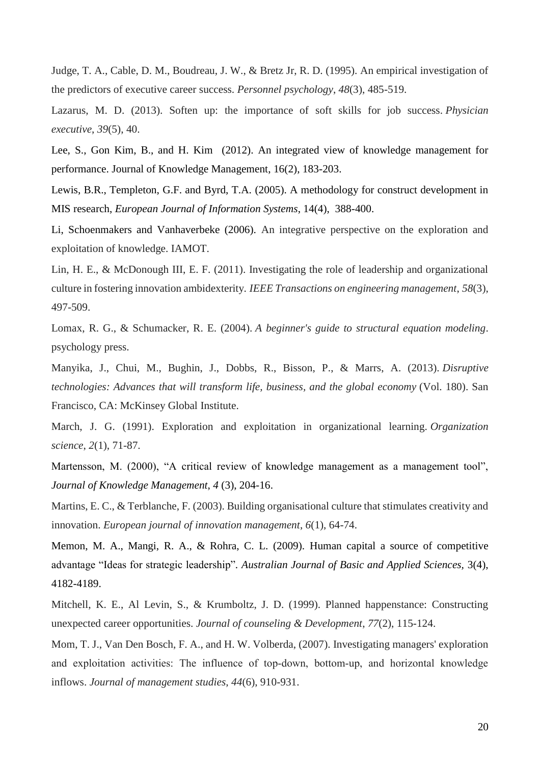Judge, T. A., Cable, D. M., Boudreau, J. W., & Bretz Jr, R. D. (1995). An empirical investigation of the predictors of executive career success. *Personnel psychology*, *48*(3), 485-519.

Lazarus, M. D. (2013). Soften up: the importance of soft skills for job success. *Physician executive*, *39*(5), 40.

Lee, S., Gon Kim, B., and H. Kim (2012). An integrated view of knowledge management for performance. Journal of Knowledge Management, 16(2), 183-203.

Lewis, B.R., Templeton, G.F. and Byrd, T.A. (2005). A methodology for construct development in MIS research, *European Journal of Information Systems*, 14(4), 388-400.

Li, Schoenmakers and Vanhaverbeke (2006). An integrative perspective on the exploration and exploitation of knowledge. IAMOT.

Lin, H. E., & McDonough III, E. F. (2011). Investigating the role of leadership and organizational culture in fostering innovation ambidexterity. *IEEE Transactions on engineering management*, *58*(3), 497-509.

Lomax, R. G., & Schumacker, R. E. (2004). *A beginner's guide to structural equation modeling*. psychology press.

Manyika, J., Chui, M., Bughin, J., Dobbs, R., Bisson, P., & Marrs, A. (2013). *Disruptive technologies: Advances that will transform life, business, and the global economy* (Vol. 180). San Francisco, CA: McKinsey Global Institute.

March, J. G. (1991). Exploration and exploitation in organizational learning. *Organization science*, *2*(1), 71-87.

Martensson, M. (2000), "A critical review of knowledge management as a management tool", *Journal of Knowledge Management*, *4* (3), 204-16.

Martins, E. C., & Terblanche, F. (2003). Building organisational culture that stimulates creativity and innovation. *European journal of innovation management*, *6*(1), 64-74.

Memon, M. A., Mangi, R. A., & Rohra, C. L. (2009). Human capital a source of competitive advantage "Ideas for strategic leadership". *Australian Journal of Basic and Applied Sciences*, 3(4), 4182-4189.

Mitchell, K. E., Al Levin, S., & Krumboltz, J. D. (1999). Planned happenstance: Constructing unexpected career opportunities. *Journal of counseling & Development*, *77*(2), 115-124.

Mom, T. J., Van Den Bosch, F. A., and H. W. Volberda, (2007). Investigating managers' exploration and exploitation activities: The influence of top-down, bottom-up, and horizontal knowledge inflows. *Journal of management studies*, *44*(6), 910-931.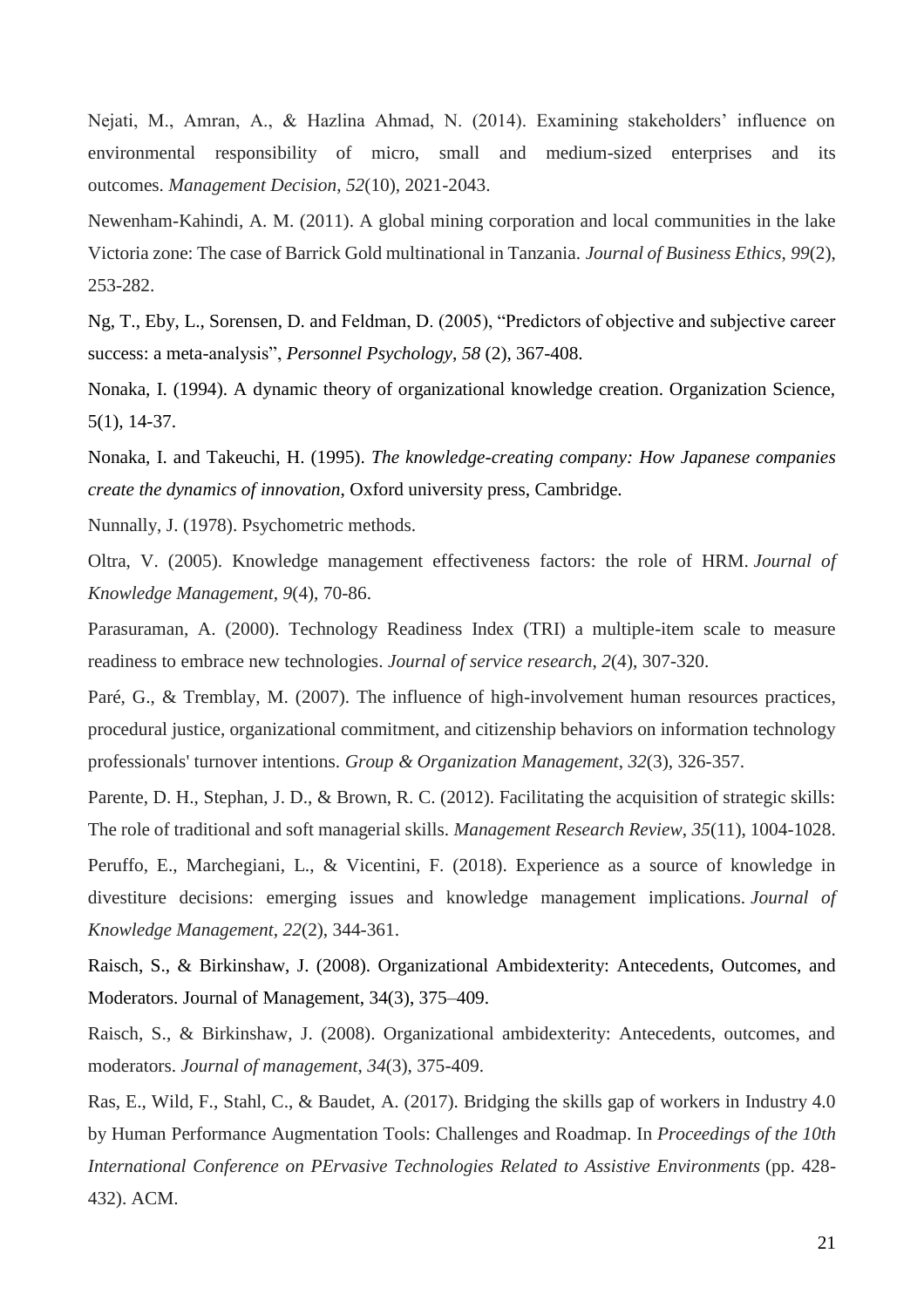Nejati, M., Amran, A., & Hazlina Ahmad, N. (2014). Examining stakeholders' influence on environmental responsibility of micro, small and medium-sized enterprises and its outcomes. *Management Decision*, *52*(10), 2021-2043.

Newenham-Kahindi, A. M. (2011). A global mining corporation and local communities in the lake Victoria zone: The case of Barrick Gold multinational in Tanzania. *Journal of Business Ethics*, *99*(2), 253-282.

Ng, T., Eby, L., Sorensen, D. and Feldman, D. (2005), "Predictors of objective and subjective career success: a meta-analysis", *Personnel Psychology*, *58* (2), 367-408.

Nonaka, I. (1994). A dynamic theory of organizational knowledge creation. Organization Science, 5(1), 14-37.

Nonaka, I. and Takeuchi, H. (1995). *The knowledge-creating company: How Japanese companies create the dynamics of innovation*, Oxford university press, Cambridge.

Nunnally, J. (1978). Psychometric methods.

Oltra, V. (2005). Knowledge management effectiveness factors: the role of HRM. *Journal of Knowledge Management*, *9*(4), 70-86.

Parasuraman, A. (2000). Technology Readiness Index (TRI) a multiple-item scale to measure readiness to embrace new technologies. *Journal of service research*, *2*(4), 307-320.

Paré, G., & Tremblay, M. (2007). The influence of high-involvement human resources practices, procedural justice, organizational commitment, and citizenship behaviors on information technology professionals' turnover intentions. *Group & Organization Management*, *32*(3), 326-357.

Parente, D. H., Stephan, J. D., & Brown, R. C. (2012). Facilitating the acquisition of strategic skills: The role of traditional and soft managerial skills. *Management Research Review*, *35*(11), 1004-1028.

Peruffo, E., Marchegiani, L., & Vicentini, F. (2018). Experience as a source of knowledge in divestiture decisions: emerging issues and knowledge management implications. *Journal of Knowledge Management*, *22*(2), 344-361.

Raisch, S., & Birkinshaw, J. (2008). Organizational Ambidexterity: Antecedents, Outcomes, and Moderators. Journal of Management, 34(3), 375–409.

Raisch, S., & Birkinshaw, J. (2008). Organizational ambidexterity: Antecedents, outcomes, and moderators. *Journal of management*, *34*(3), 375-409.

Ras, E., Wild, F., Stahl, C., & Baudet, A. (2017). Bridging the skills gap of workers in Industry 4.0 by Human Performance Augmentation Tools: Challenges and Roadmap. In *Proceedings of the 10th International Conference on PErvasive Technologies Related to Assistive Environments* (pp. 428-432). ACM.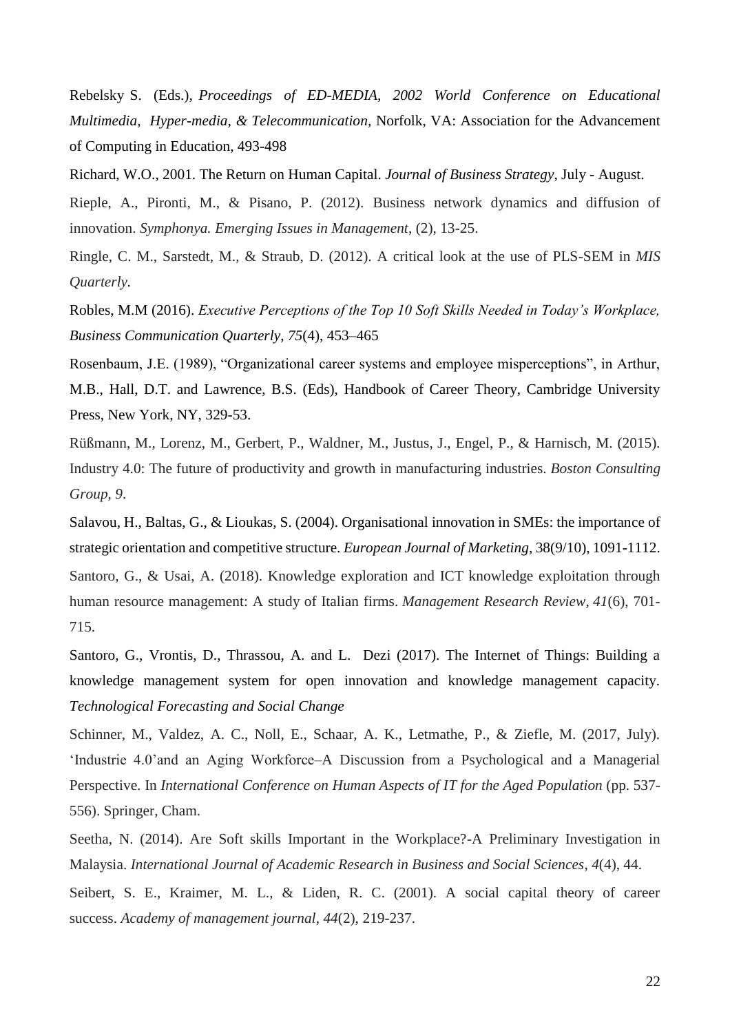Rebelsky S. (Eds.), *Proceedings of ED-MEDIA, 2002 World Conference on Educational Multimedia, Hyper-media, & Telecommunication,* Norfolk, VA: Association for the Advancement of Computing in Education, 493-498

Richard, W.O., 2001. The Return on Human Capital. *Journal of Business Strategy*, July - August.

Rieple, A., Pironti, M., & Pisano, P. (2012). Business network dynamics and diffusion of innovation. *Symphonya. Emerging Issues in Management*, (2), 13-25.

Ringle, C. M., Sarstedt, M., & Straub, D. (2012). A critical look at the use of PLS-SEM in *MIS Quarterly*.

Robles, M.M (2016). *Executive Perceptions of the Top 10 Soft Skills Needed in Today's Workplace, Business Communication Quarterly*, *75*(4), 453–465

Rosenbaum, J.E. (1989), "Organizational career systems and employee misperceptions", in Arthur, M.B., Hall, D.T. and Lawrence, B.S. (Eds), Handbook of Career Theory, Cambridge University Press, New York, NY, 329-53.

Rüßmann, M., Lorenz, M., Gerbert, P., Waldner, M., Justus, J., Engel, P., & Harnisch, M. (2015). Industry 4.0: The future of productivity and growth in manufacturing industries. *Boston Consulting Group*, *9*.

Salavou, H., Baltas, G., & Lioukas, S. (2004). Organisational innovation in SMEs: the importance of strategic orientation and competitive structure. *European Journal of Marketing*, 38(9/10), 1091-1112.

Santoro, G., & Usai, A. (2018). Knowledge exploration and ICT knowledge exploitation through human resource management: A study of Italian firms. *Management Research Review*, *41*(6), 701-715.

Santoro, G., Vrontis, D., Thrassou, A. and L. Dezi (2017). The Internet of Things: Building a knowledge management system for open innovation and knowledge management capacity. *Technological Forecasting and Social Change*

Schinner, M., Valdez, A. C., Noll, E., Schaar, A. K., Letmathe, P., & Ziefle, M. (2017, July). 'Industrie 4.0'and an Aging Workforce–A Discussion from a Psychological and a Managerial Perspective. In *International Conference on Human Aspects of IT for the Aged Population* (pp. 537-556). Springer, Cham.

Seetha, N. (2014). Are Soft skills Important in the Workplace?-A Preliminary Investigation in Malaysia. *International Journal of Academic Research in Business and Social Sciences*, *4*(4), 44.

Seibert, S. E., Kraimer, M. L., & Liden, R. C. (2001). A social capital theory of career success. *Academy of management journal*, *44*(2), 219-237.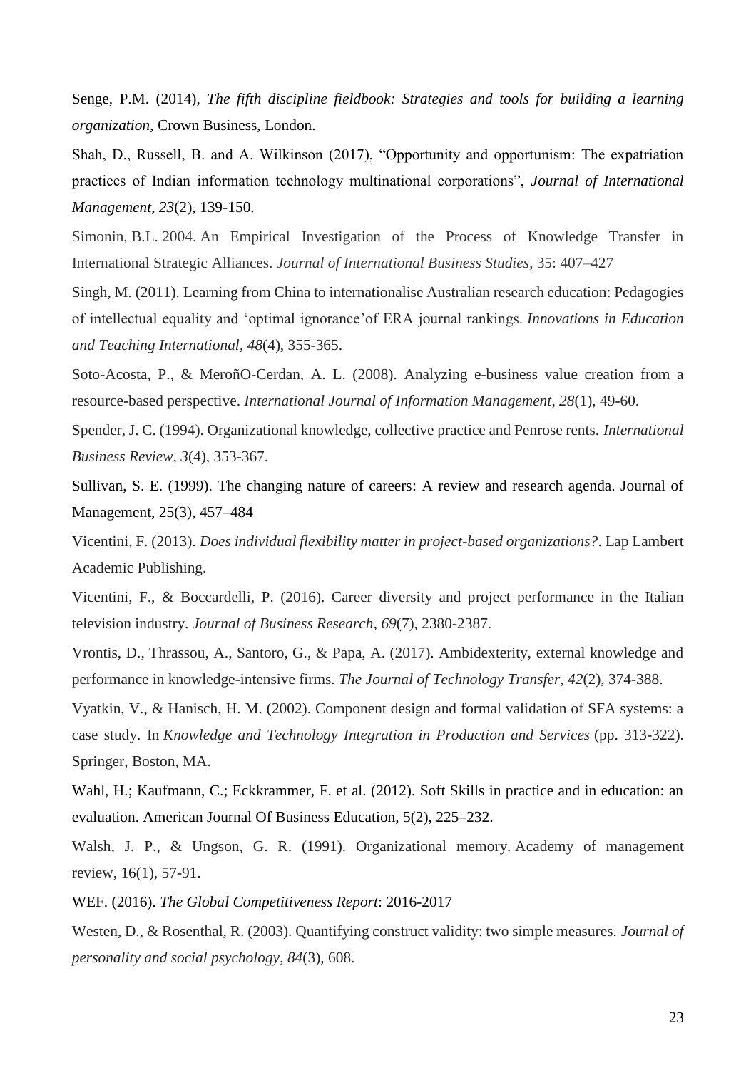Senge, P.M. (2014), *The fifth discipline fieldbook: Strategies and tools for building a learning organization*, Crown Business, London.

Shah, D., Russell, B. and A. Wilkinson (2017), "Opportunity and opportunism: The expatriation practices of Indian information technology multinational corporations", *Journal of International Management*, *23*(2), 139-150.

Simonin, B.L. 2004. An Empirical Investigation of the Process of Knowledge Transfer in International Strategic Alliances. *Journal of International Business Studies*, 35: 407–427

Singh, M. (2011). Learning from China to internationalise Australian research education: Pedagogies of intellectual equality and 'optimal ignorance'of ERA journal rankings. *Innovations in Education and Teaching International*, *48*(4), 355-365.

Soto-Acosta, P., & MeroñO-Cerdan, A. L. (2008). Analyzing e-business value creation from a resource-based perspective. *International Journal of Information Management*, *28*(1), 49-60.

Spender, J. C. (1994). Organizational knowledge, collective practice and Penrose rents. *International Business Review*, *3*(4), 353-367.

Sullivan, S. E. (1999). The changing nature of careers: A review and research agenda. Journal of Management, 25(3), 457–484

Vicentini, F. (2013). *Does individual flexibility matter in project-based organizations?*. Lap Lambert Academic Publishing.

Vicentini, F., & Boccardelli, P. (2016). Career diversity and project performance in the Italian television industry. *Journal of Business Research*, *69*(7), 2380-2387.

Vrontis, D., Thrassou, A., Santoro, G., & Papa, A. (2017). Ambidexterity, external knowledge and performance in knowledge-intensive firms. *The Journal of Technology Transfer*, *42*(2), 374-388.

Vyatkin, V., & Hanisch, H. M. (2002). Component design and formal validation of SFA systems: a case study. In *Knowledge and Technology Integration in Production and Services* (pp. 313-322). Springer, Boston, MA.

Wahl, H.; Kaufmann, C.; Eckkrammer, F. et al. (2012). Soft Skills in practice and in education: an evaluation. American Journal Of Business Education, 5(2), 225–232.

Walsh, J. P., & Ungson, G. R. (1991). Organizational memory. Academy of management review, 16(1), 57-91.

WEF. (2016). *The Global Competitiveness Report*: 2016-2017

Westen, D., & Rosenthal, R. (2003). Quantifying construct validity: two simple measures. *Journal of personality and social psychology*, *84*(3), 608.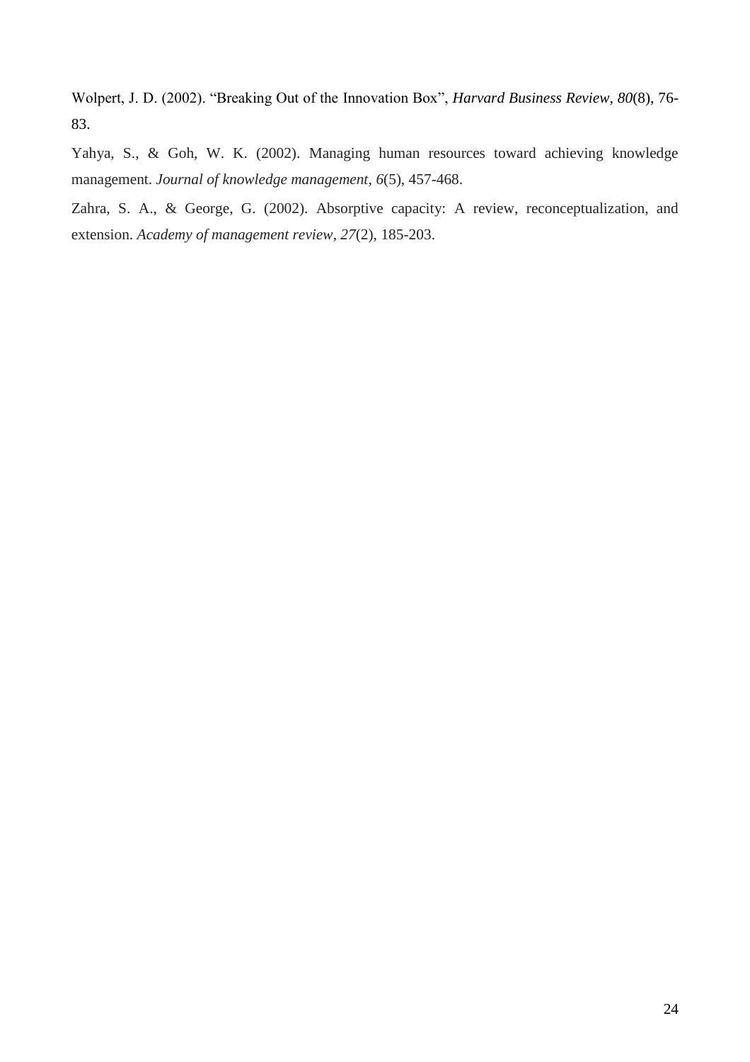Wolpert, J. D. (2002). “Breaking Out of the Innovation Box”, *Harvard Business Review*, *80*(8), 76-83.

Yahya, S., & Goh, W. K. (2002). Managing human resources toward achieving knowledge management. *Journal of knowledge management*, *6*(5), 457-468.

Zahra, S. A., & George, G. (2002). Absorptive capacity: A review, reconceptualization, and extension. *Academy of management review*, *27*(2), 185-203.